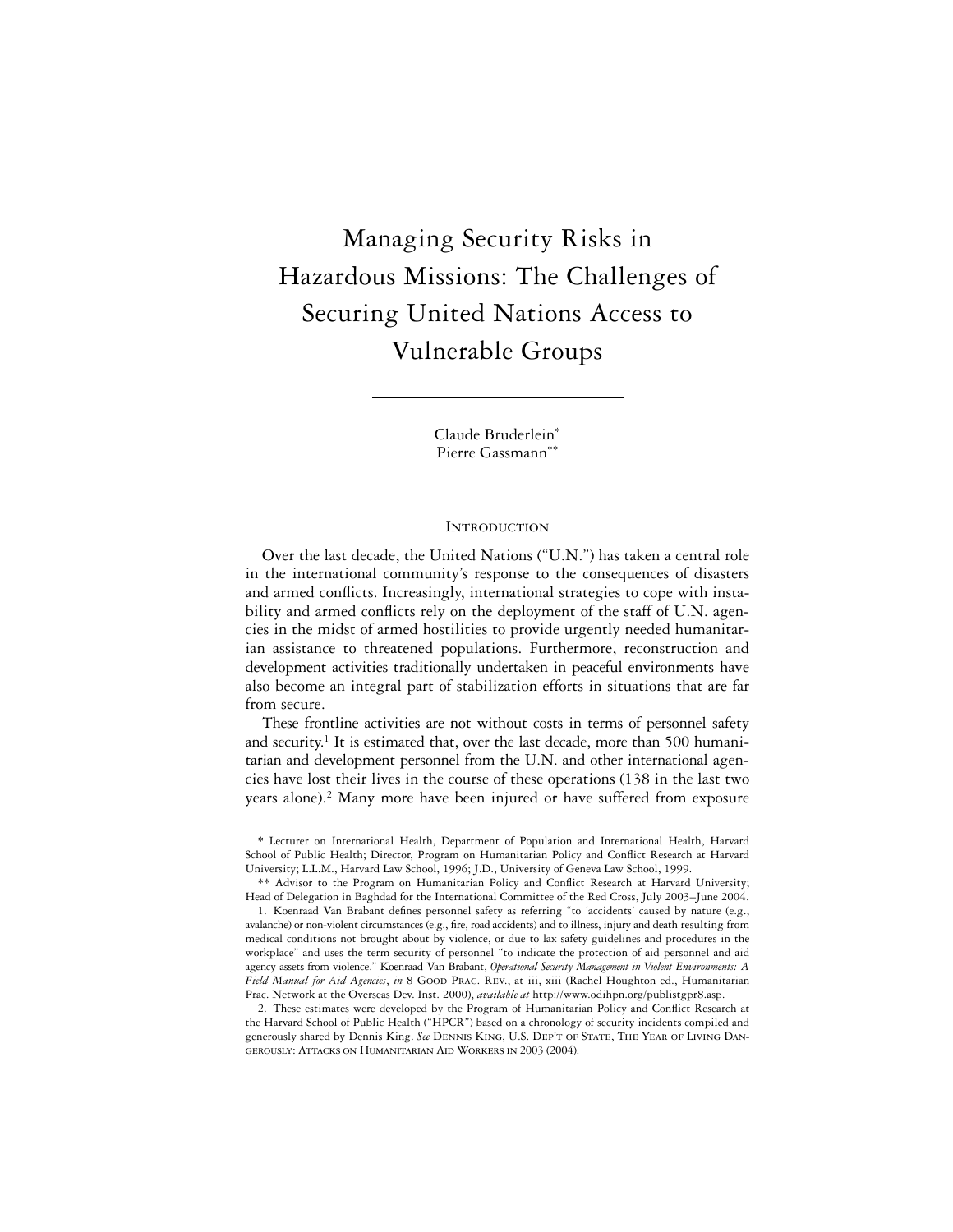# Managing Security Risks in Hazardous Missions: The Challenges of Securing United Nations Access to Vulnerable Groups

Claude Bruderlein*
Pierre Gassmann**

## Introduction

Over the last decade, the United Nations ("U.N.") has taken a central role in the international community's response to the consequences of disasters and armed conflicts. Increasingly, international strategies to cope with instability and armed conflicts rely on the deployment of the staff of U.N. agencies in the midst of armed hostilities to provide urgently needed humanitarian assistance to threatened populations. Furthermore, reconstruction and development activities traditionally undertaken in peaceful environments have also become an integral part of stabilization efforts in situations that are far from secure.

These frontline activities are not without costs in terms of personnel safety and security.[1] It is estimated that, over the last decade, more than 500 humanitarian and development personnel from the U.N. and other international agencies have lost their lives in the course of these operations (138 in the last two years alone).[2] Many more have been injured or have suffered from exposure

---

\* Lecturer on International Health, Department of Population and International Health, Harvard School of Public Health; Director, Program on Humanitarian Policy and Conflict Research at Harvard University; L.L.M., Harvard Law School, 1996; J.D., University of Geneva Law School, 1999.

\*\* Advisor to the Program on Humanitarian Policy and Conflict Research at Harvard University; Head of Delegation in Baghdad for the International Committee of the Red Cross, July 2003–June 2004.

1. Koenraad Van Brabant defines personnel safety as referring "to 'accidents' caused by nature (e.g., avalanche) or non-violent circumstances (e.g., fire, road accidents) and to illness, injury and death resulting from medical conditions not brought about by violence, or due to lax safety guidelines and procedures in the workplace" and uses the term security of personnel "to indicate the protection of aid personnel and aid agency assets from violence." Koenraad Van Brabant, *Operational Security Management in Violent Environments: A Field Manual for Aid Agencies*, *in* 8 Good Prac. Rev., at iii, xiii (Rachel Houghton ed., Humanitarian Prac. Network at the Overseas Dev. Inst. 2000), *available at* http://www.odihpn.org/publistgpr8.asp.

2. These estimates were developed by the Program of Humanitarian Policy and Conflict Research at the Harvard School of Public Health ("HPCR") based on a chronology of security incidents compiled and generously shared by Dennis King. *See* Dennis King, U.S. Dep't of State, The Year of Living Dangerously: Attacks on Humanitarian Aid Workers in 2003 (2004).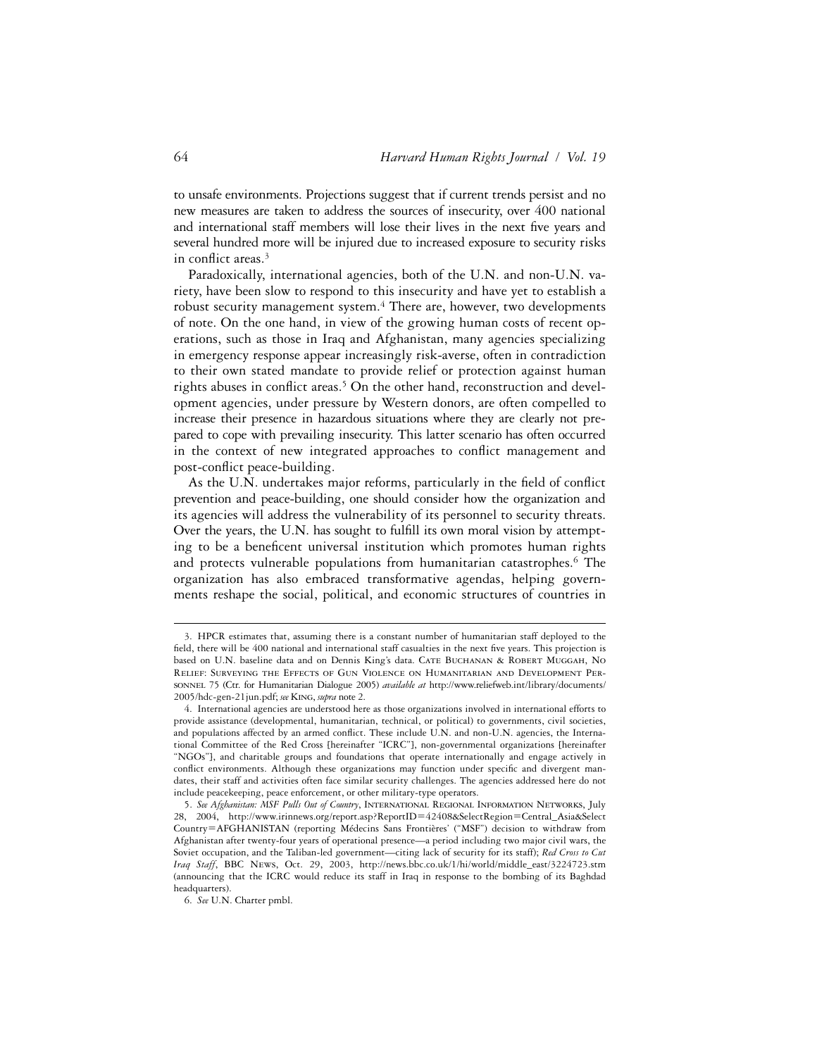to unsafe environments. Projections suggest that if current trends persist and no new measures are taken to address the sources of insecurity, over 400 national and international staff members will lose their lives in the next five years and several hundred more will be injured due to increased exposure to security risks in conflict areas.[3]

Paradoxically, international agencies, both of the U.N. and non-U.N. variety, have been slow to respond to this insecurity and have yet to establish a robust security management system.[4] There are, however, two developments of note. On the one hand, in view of the growing human costs of recent operations, such as those in Iraq and Afghanistan, many agencies specializing in emergency response appear increasingly risk-averse, often in contradiction to their own stated mandate to provide relief or protection against human rights abuses in conflict areas.[5] On the other hand, reconstruction and development agencies, under pressure by Western donors, are often compelled to increase their presence in hazardous situations where they are clearly not prepared to cope with prevailing insecurity. This latter scenario has often occurred in the context of new integrated approaches to conflict management and post-conflict peace-building.

As the U.N. undertakes major reforms, particularly in the field of conflict prevention and peace-building, one should consider how the organization and its agencies will address the vulnerability of its personnel to security threats. Over the years, the U.N. has sought to fulfill its own moral vision by attempting to be a beneficent universal institution which promotes human rights and protects vulnerable populations from humanitarian catastrophes.[6] The organization has also embraced transformative agendas, helping governments reshape the social, political, and economic structures of countries in

---

3. HPCR estimates that, assuming there is a constant number of humanitarian staff deployed to the field, there will be 400 national and international staff casualties in the next five years. This projection is based on U.N. baseline data and on Dennis King's data. Cate Buchanan & Robert Muggah, No Relief: Surveying the Effects of Gun Violence on Humanitarian and Development Personnel 75 (Ctr. for Humanitarian Dialogue 2005) *available at* http://www.reliefweb.int/library/documents/2005/hdc-gen-21jun.pdf; *see* King, *supra* note 2.

4. International agencies are understood here as those organizations involved in international efforts to provide assistance (developmental, humanitarian, technical, or political) to governments, civil societies, and populations affected by an armed conflict. These include U.N. and non-U.N. agencies, the International Committee of the Red Cross [hereinafter "ICRC"], non-governmental organizations [hereinafter "NGOs"], and charitable groups and foundations that operate internationally and engage actively in conflict environments. Although these organizations may function under specific and divergent mandates, their staff and activities often face similar security challenges. The agencies addressed here do not include peacekeeping, peace enforcement, or other military-type operators.

5. *See Afghanistan: MSF Pulls Out of Country*, International Regional Information Networks, July 28, 2004, http://www.irinnews.org/report.asp?ReportID=42408&SelectRegion=Central_Asia&SelectCountry=AFGHANISTAN (reporting Médecins Sans Frontières' ("MSF") decision to withdraw from Afghanistan after twenty-four years of operational presence—a period including two major civil wars, the Soviet occupation, and the Taliban-led government—citing lack of security for its staff); *Red Cross to Cut Iraq Staff*, BBC News, Oct. 29, 2003, http://news.bbc.co.uk/1/hi/world/middle_east/3224723.stm (announcing that the ICRC would reduce its staff in Iraq in response to the bombing of its Baghdad headquarters).

6. *See* U.N. Charter pmbl.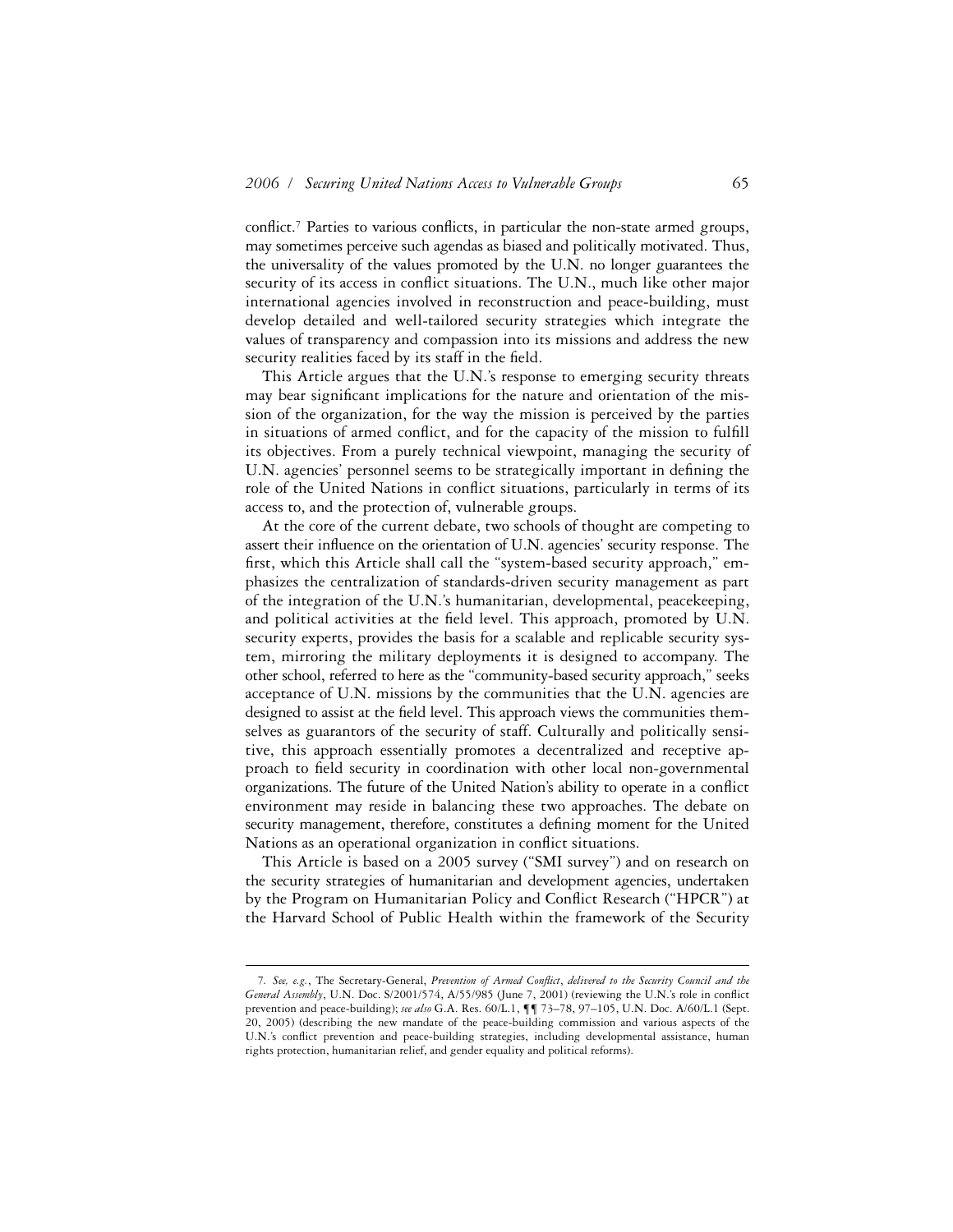conflict.[7] Parties to various conflicts, in particular the non-state armed groups, may sometimes perceive such agendas as biased and politically motivated. Thus, the universality of the values promoted by the U.N. no longer guarantees the security of its access in conflict situations. The U.N., much like other major international agencies involved in reconstruction and peace-building, must develop detailed and well-tailored security strategies which integrate the values of transparency and compassion into its missions and address the new security realities faced by its staff in the field.

This Article argues that the U.N.'s response to emerging security threats may bear significant implications for the nature and orientation of the mission of the organization, for the way the mission is perceived by the parties in situations of armed conflict, and for the capacity of the mission to fulfill its objectives. From a purely technical viewpoint, managing the security of U.N. agencies' personnel seems to be strategically important in defining the role of the United Nations in conflict situations, particularly in terms of its access to, and the protection of, vulnerable groups.

At the core of the current debate, two schools of thought are competing to assert their influence on the orientation of U.N. agencies' security response. The first, which this Article shall call the "system-based security approach," emphasizes the centralization of standards-driven security management as part of the integration of the U.N.'s humanitarian, developmental, peacekeeping, and political activities at the field level. This approach, promoted by U.N. security experts, provides the basis for a scalable and replicable security system, mirroring the military deployments it is designed to accompany. The other school, referred to here as the "community-based security approach," seeks acceptance of U.N. missions by the communities that the U.N. agencies are designed to assist at the field level. This approach views the communities themselves as guarantors of the security of staff. Culturally and politically sensitive, this approach essentially promotes a decentralized and receptive approach to field security in coordination with other local non-governmental organizations. The future of the United Nation's ability to operate in a conflict environment may reside in balancing these two approaches. The debate on security management, therefore, constitutes a defining moment for the United Nations as an operational organization in conflict situations.

This Article is based on a 2005 survey ("SMI survey") and on research on the security strategies of humanitarian and development agencies, undertaken by the Program on Humanitarian Policy and Conflict Research ("HPCR") at the Harvard School of Public Health within the framework of the Security

---

7. *See, e.g.*, The Secretary-General, *Prevention of Armed Conflict*, *delivered to the Security Council and the General Assembly*, U.N. Doc. S/2001/574, A/55/985 (June 7, 2001) (reviewing the U.N.'s role in conflict prevention and peace-building); *see also* G.A. Res. 60/L.1, ¶¶ 73–78, 97–105, U.N. Doc. A/60/L.1 (Sept. 20, 2005) (describing the new mandate of the peace-building commission and various aspects of the U.N.'s conflict prevention and peace-building strategies, including developmental assistance, human rights protection, humanitarian relief, and gender equality and political reforms).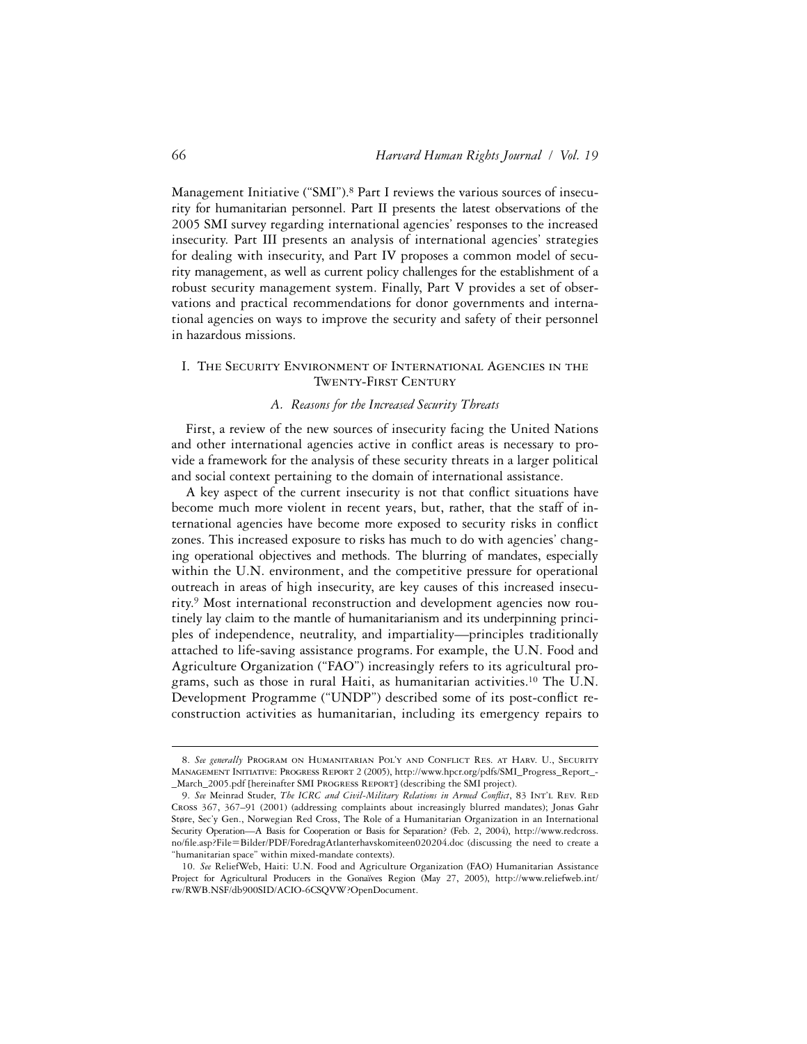Management Initiative ("SMI").[8] Part I reviews the various sources of insecurity for humanitarian personnel. Part II presents the latest observations of the 2005 SMI survey regarding international agencies' responses to the increased insecurity. Part III presents an analysis of international agencies' strategies for dealing with insecurity, and Part IV proposes a common model of security management, as well as current policy challenges for the establishment of a robust security management system. Finally, Part V provides a set of observations and practical recommendations for donor governments and international agencies on ways to improve the security and safety of their personnel in hazardous missions.

## I. The Security Environment of International Agencies in the Twenty-First Century

### A. *Reasons for the Increased Security Threats*

First, a review of the new sources of insecurity facing the United Nations and other international agencies active in conflict areas is necessary to provide a framework for the analysis of these security threats in a larger political and social context pertaining to the domain of international assistance.

A key aspect of the current insecurity is not that conflict situations have become much more violent in recent years, but, rather, that the staff of international agencies have become more exposed to security risks in conflict zones. This increased exposure to risks has much to do with agencies' changing operational objectives and methods. The blurring of mandates, especially within the U.N. environment, and the competitive pressure for operational outreach in areas of high insecurity, are key causes of this increased insecurity.[9] Most international reconstruction and development agencies now routinely lay claim to the mantle of humanitarianism and its underpinning principles of independence, neutrality, and impartiality—principles traditionally attached to life-saving assistance programs. For example, the U.N. Food and Agriculture Organization ("FAO") increasingly refers to its agricultural programs, such as those in rural Haiti, as humanitarian activities.[10] The U.N. Development Programme ("UNDP") described some of its post-conflict reconstruction activities as humanitarian, including its emergency repairs to

---

8. *See generally* Program on Humanitarian Pol'y and Conflict Res. at Harv. U., Security Management Initiative: Progress Report 2 (2005), http://www.hpcr.org/pdfs/SMI_Progress_Report_-_March_2005.pdf [hereinafter SMI Progress Report] (describing the SMI project).

9. *See* Meinrad Studer, *The ICRC and Civil-Military Relations in Armed Conflict*, 83 Int'l Rev. Red Cross 367, 367–91 (2001) (addressing complaints about increasingly blurred mandates); Jonas Gahr Støre, Sec'y Gen., Norwegian Red Cross, The Role of a Humanitarian Organization in an International Security Operation—A Basis for Cooperation or Basis for Separation? (Feb. 2, 2004), http://www.redcross.no/file.asp?File=Bilder/PDF/ForedragAtlanterhavskomiteen020204.doc (discussing the need to create a "humanitarian space" within mixed-mandate contexts).

10. *See* ReliefWeb, Haiti: U.N. Food and Agriculture Organization (FAO) Humanitarian Assistance Project for Agricultural Producers in the Gonaïves Region (May 27, 2005), http://www.reliefweb.int/rw/RWB.NSF/db900SID/ACIO-6CSQVW?OpenDocument.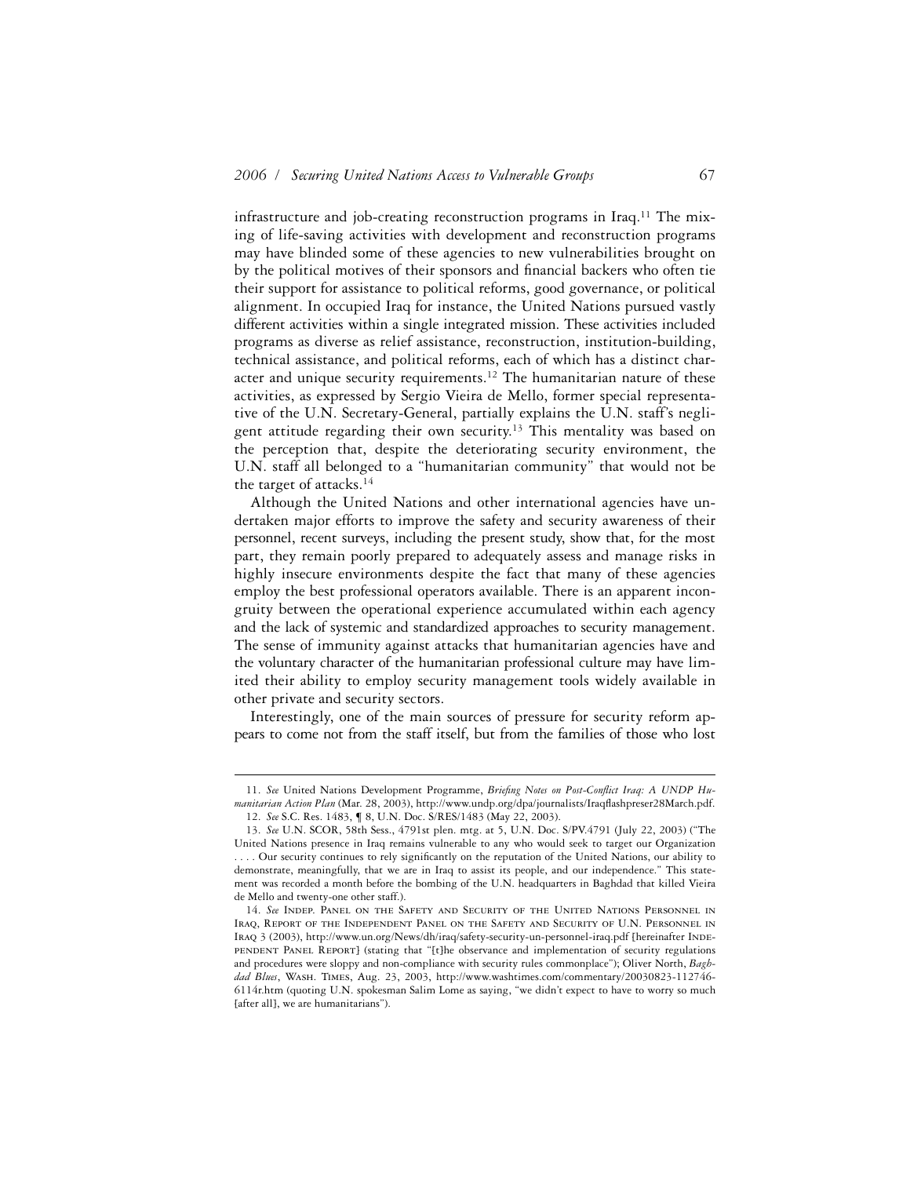infrastructure and job-creating reconstruction programs in Iraq.[11] The mixing of life-saving activities with development and reconstruction programs may have blinded some of these agencies to new vulnerabilities brought on by the political motives of their sponsors and financial backers who often tie their support for assistance to political reforms, good governance, or political alignment. In occupied Iraq for instance, the United Nations pursued vastly different activities within a single integrated mission. These activities included programs as diverse as relief assistance, reconstruction, institution-building, technical assistance, and political reforms, each of which has a distinct character and unique security requirements.[12] The humanitarian nature of these activities, as expressed by Sergio Vieira de Mello, former special representative of the U.N. Secretary-General, partially explains the U.N. staff's negligent attitude regarding their own security.[13] This mentality was based on the perception that, despite the deteriorating security environment, the U.N. staff all belonged to a "humanitarian community" that would not be the target of attacks.[14]

Although the United Nations and other international agencies have undertaken major efforts to improve the safety and security awareness of their personnel, recent surveys, including the present study, show that, for the most part, they remain poorly prepared to adequately assess and manage risks in highly insecure environments despite the fact that many of these agencies employ the best professional operators available. There is an apparent incongruity between the operational experience accumulated within each agency and the lack of systemic and standardized approaches to security management. The sense of immunity against attacks that humanitarian agencies have and the voluntary character of the humanitarian professional culture may have limited their ability to employ security management tools widely available in other private and security sectors.

Interestingly, one of the main sources of pressure for security reform appears to come not from the staff itself, but from the families of those who lost

---

11. *See* United Nations Development Programme, *Briefing Notes on Post-Conflict Iraq: A UNDP Humanitarian Action Plan* (Mar. 28, 2003), http://www.undp.org/dpa/journalists/Iraqflashpreser28March.pdf.

12. *See* S.C. Res. 1483, ¶ 8, U.N. Doc. S/RES/1483 (May 22, 2003).

13. *See* U.N. SCOR, 58th Sess., 4791st plen. mtg. at 5, U.N. Doc. S/PV.4791 (July 22, 2003) ("The United Nations presence in Iraq remains vulnerable to any who would seek to target our Organization . . . . Our security continues to rely significantly on the reputation of the United Nations, our ability to demonstrate, meaningfully, that we are in Iraq to assist its people, and our independence." This statement was recorded a month before the bombing of the U.N. headquarters in Baghdad that killed Vieira de Mello and twenty-one other staff.).

14. *See* Indep. Panel on the Safety and Security of the United Nations Personnel in Iraq, Report of the Independent Panel on the Safety and Security of U.N. Personnel in Iraq 3 (2003), http://www.un.org/News/dh/iraq/safety-security-un-personnel-iraq.pdf [hereinafter Independent Panel Report] (stating that "[t]he observance and implementation of security regulations and procedures were sloppy and non-compliance with security rules commonplace"); Oliver North, *Baghdad Blues*, Wash. Times, Aug. 23, 2003, http://www.washtimes.com/commentary/20030823-112746-6114r.htm (quoting U.N. spokesman Salim Lome as saying, "we didn't expect to have to worry so much [after all], we are humanitarians").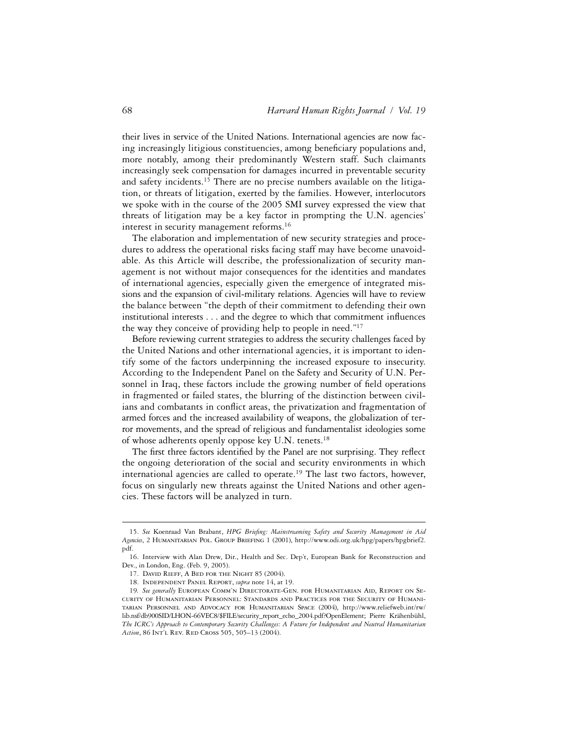their lives in service of the United Nations. International agencies are now facing increasingly litigious constituencies, among beneficiary populations and, more notably, among their predominantly Western staff. Such claimants increasingly seek compensation for damages incurred in preventable security and safety incidents.[15] There are no precise numbers available on the litigation, or threats of litigation, exerted by the families. However, interlocutors we spoke with in the course of the 2005 SMI survey expressed the view that threats of litigation may be a key factor in prompting the U.N. agencies' interest in security management reforms.[16]

The elaboration and implementation of new security strategies and procedures to address the operational risks facing staff may have become unavoidable. As this Article will describe, the professionalization of security management is not without major consequences for the identities and mandates of international agencies, especially given the emergence of integrated missions and the expansion of civil-military relations. Agencies will have to review the balance between "the depth of their commitment to defending their own institutional interests . . . and the degree to which that commitment influences the way they conceive of providing help to people in need."[17]

Before reviewing current strategies to address the security challenges faced by the United Nations and other international agencies, it is important to identify some of the factors underpinning the increased exposure to insecurity. According to the Independent Panel on the Safety and Security of U.N. Personnel in Iraq, these factors include the growing number of field operations in fragmented or failed states, the blurring of the distinction between civilians and combatants in conflict areas, the privatization and fragmentation of armed forces and the increased availability of weapons, the globalization of terror movements, and the spread of religious and fundamentalist ideologies some of whose adherents openly oppose key U.N. tenets.[18]

The first three factors identified by the Panel are not surprising. They reflect the ongoing deterioration of the social and security environments in which international agencies are called to operate.[19] The last two factors, however, focus on singularly new threats against the United Nations and other agencies. These factors will be analyzed in turn.

---

15. *See* Koenraad Van Brabant, *HPG Briefing: Mainstreaming Safety and Security Management in Aid Agencies*, 2 Humanitarian Pol. Group Briefing 1 (2001), http://www.odi.org.uk/hpg/papers/hpgbrief2.pdf.

16. Interview with Alan Drew, Dir., Health and Sec. Dep't, European Bank for Reconstruction and Dev., in London, Eng. (Feb. 9, 2005).

17. David Rieff, A Bed for the Night 85 (2004).

18. Independent Panel Report, *supra* note 14, at 19.

19. *See generally* European Comm'n Directorate-Gen. for Humanitarian Aid, Report on Security of Humanitarian Personnel: Standards and Practices for the Security of Humanitarian Personnel and Advocacy for Humanitarian Space (2004), http://www.reliefweb.int/rw/lib.nsf/db900SID/LHON-66VEC8/$FILE/security_report_echo_2004.pdf?OpenElement; Pierre Krähenbühl, *The ICRC's Approach to Contemporary Security Challenges: A Future for Independent and Neutral Humanitarian Action*, 86 Int'l Rev. Red Cross 505, 505–13 (2004).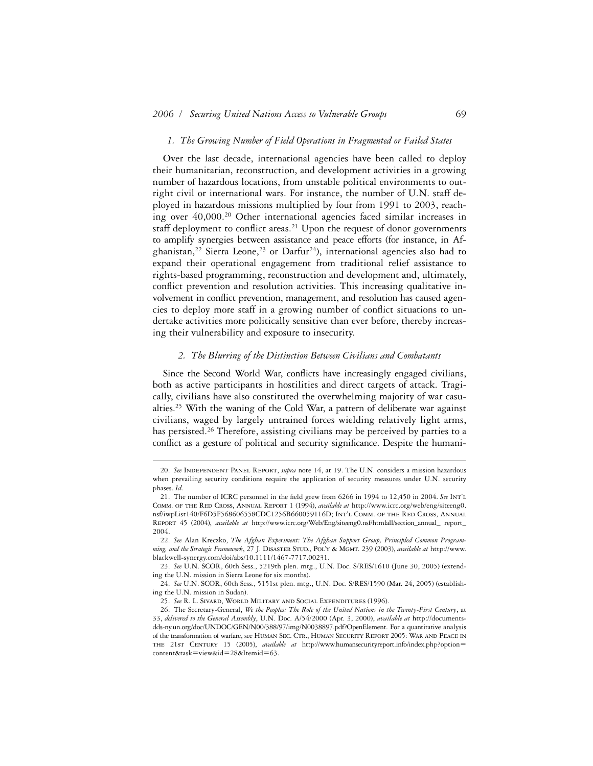### *1. The Growing Number of Field Operations in Fragmented or Failed States*

Over the last decade, international agencies have been called to deploy their humanitarian, reconstruction, and development activities in a growing number of hazardous locations, from unstable political environments to outright civil or international wars. For instance, the number of U.N. staff deployed in hazardous missions multiplied by four from 1991 to 2003, reaching over 40,000.[20] Other international agencies faced similar increases in staff deployment to conflict areas.[21] Upon the request of donor governments to amplify synergies between assistance and peace efforts (for instance, in Afghanistan,[22] Sierra Leone,[23] or Darfur[24]), international agencies also had to expand their operational engagement from traditional relief assistance to rights-based programming, reconstruction and development and, ultimately, conflict prevention and resolution activities. This increasing qualitative involvement in conflict prevention, management, and resolution has caused agencies to deploy more staff in a growing number of conflict situations to undertake activities more politically sensitive than ever before, thereby increasing their vulnerability and exposure to insecurity.

### *2. The Blurring of the Distinction Between Civilians and Combatants*

Since the Second World War, conflicts have increasingly engaged civilians, both as active participants in hostilities and direct targets of attack. Tragically, civilians have also constituted the overwhelming majority of war casualties.[25] With the waning of the Cold War, a pattern of deliberate war against civilians, waged by largely untrained forces wielding relatively light arms, has persisted.[26] Therefore, assisting civilians may be perceived by parties to a conflict as a gesture of political and security significance. Despite the humani-

---

20. *See* Independent Panel Report, *supra* note 14, at 19. The U.N. considers a mission hazardous when prevailing security conditions require the application of security measures under U.N. security phases. *Id*.

21. The number of ICRC personnel in the field grew from 6266 in 1994 to 12,450 in 2004. *See* Int'l Comm. of the Red Cross, Annual Report 1 (1994), *available at* http://www.icrc.org/web/eng/siteeng0.nsf/iwpList140/F6D5F568606558CDC1256B660059116D; Int'l Comm. of the Red Cross, Annual Report 45 (2004), *available at* http://www.icrc.org/Web/Eng/siteeng0.nsf/htmlall/section_annual_ report_2004.

22. *See* Alan Kreczko, *The Afghan Experiment: The Afghan Support Group, Principled Common Programming, and the Strategic Framework*, 27 J. Disaster Stud., Pol'y & Mgmt. 239 (2003), *available at* http://www.blackwell-synergy.com/doi/abs/10.1111/1467-7717.00231.

23. *See* U.N. SCOR, 60th Sess., 5219th plen. mtg., U.N. Doc. S/RES/1610 (June 30, 2005) (extending the U.N. mission in Sierra Leone for six months).

24. *See* U.N. SCOR, 60th Sess., 5151st plen. mtg., U.N. Doc. S/RES/1590 (Mar. 24, 2005) (establishing the U.N. mission in Sudan).

25. *See* R. L. Sivard, World Military and Social Expenditures (1996).

26. The Secretary-General, *We the Peoples: The Role of the United Nations in the Twenty-First Century*, at 33, *delivered to the General Assembly*, U.N. Doc. A/54/2000 (Apr. 3, 2000), *available at* http://documents-dds-ny.un.org/doc/UNDOC/GEN/N00/388/97/img/N0038897.pdf?OpenElement. For a quantitative analysis of the transformation of warfare, see Human Sec. Ctr., Human Security Report 2005: War and Peace in the 21st Century 15 (2005), *available at* http://www.humansecurityreport.info/index.php?option=content&task=view&id=28&Itemid=63.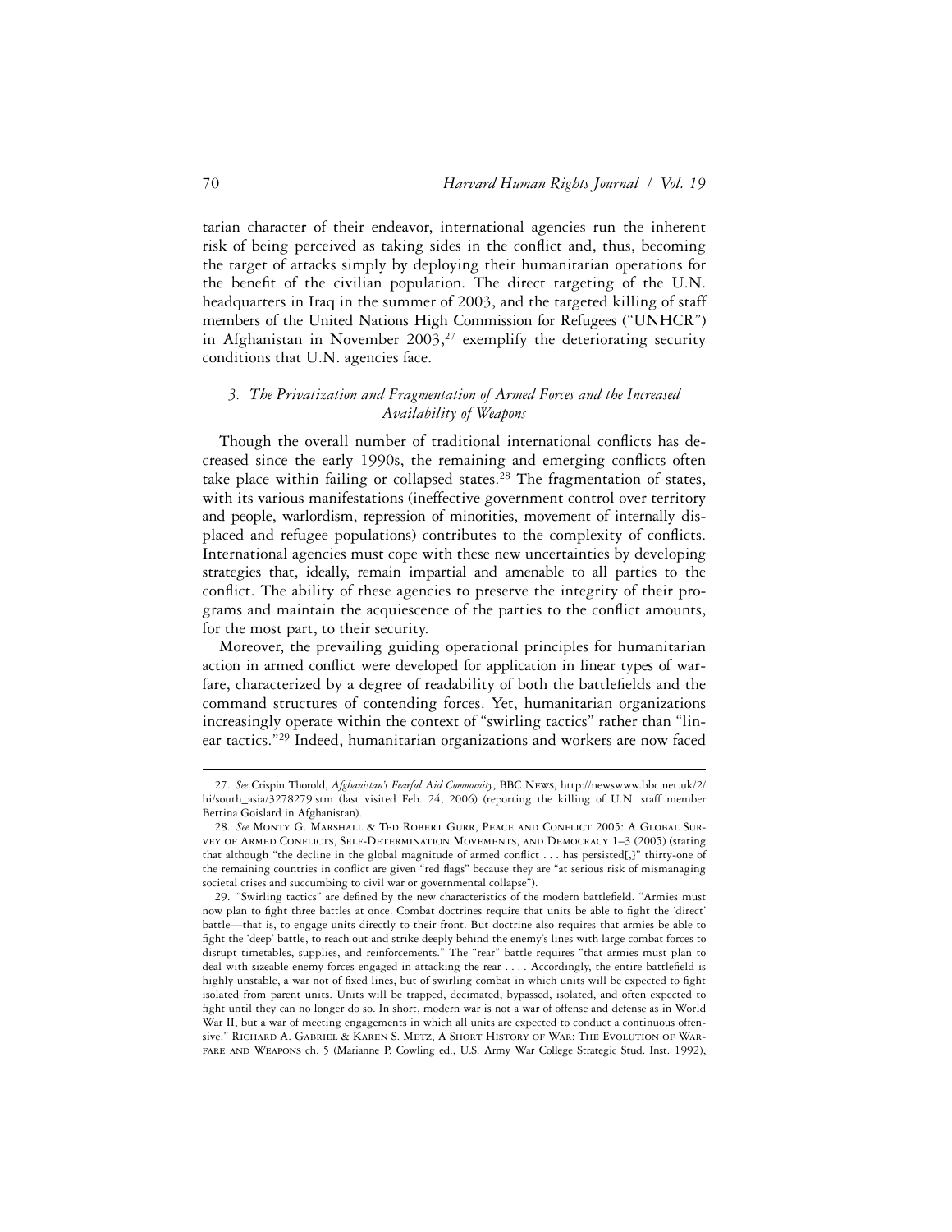tarian character of their endeavor, international agencies run the inherent risk of being perceived as taking sides in the conflict and, thus, becoming the target of attacks simply by deploying their humanitarian operations for the benefit of the civilian population. The direct targeting of the U.N. headquarters in Iraq in the summer of 2003, and the targeted killing of staff members of the United Nations High Commission for Refugees ("UNHCR") in Afghanistan in November 2003,[27] exemplify the deteriorating security conditions that U.N. agencies face.

### *3. The Privatization and Fragmentation of Armed Forces and the Increased Availability of Weapons*

Though the overall number of traditional international conflicts has decreased since the early 1990s, the remaining and emerging conflicts often take place within failing or collapsed states.[28] The fragmentation of states, with its various manifestations (ineffective government control over territory and people, warlordism, repression of minorities, movement of internally displaced and refugee populations) contributes to the complexity of conflicts. International agencies must cope with these new uncertainties by developing strategies that, ideally, remain impartial and amenable to all parties to the conflict. The ability of these agencies to preserve the integrity of their programs and maintain the acquiescence of the parties to the conflict amounts, for the most part, to their security.

Moreover, the prevailing guiding operational principles for humanitarian action in armed conflict were developed for application in linear types of warfare, characterized by a degree of readability of both the battlefields and the command structures of contending forces. Yet, humanitarian organizations increasingly operate within the context of "swirling tactics" rather than "linear tactics."[29] Indeed, humanitarian organizations and workers are now faced

---

27. *See* Crispin Thorold, *Afghanistan's Fearful Aid Community*, BBC News, http://newswww.bbc.net.uk/2/hi/south_asia/3278279.stm (last visited Feb. 24, 2006) (reporting the killing of U.N. staff member Bettina Goislard in Afghanistan).

28. *See* Monty G. Marshall & Ted Robert Gurr, Peace and Conflict 2005: A Global Survey of Armed Conflicts, Self-Determination Movements, and Democracy 1–3 (2005) (stating that although "the decline in the global magnitude of armed conflict . . . has persisted[,]" thirty-one of the remaining countries in conflict are given "red flags" because they are "at serious risk of mismanaging societal crises and succumbing to civil war or governmental collapse").

29. "Swirling tactics" are defined by the new characteristics of the modern battlefield. "Armies must now plan to fight three battles at once. Combat doctrines require that units be able to fight the 'direct' battle—that is, to engage units directly to their front. But doctrine also requires that armies be able to fight the 'deep' battle, to reach out and strike deeply behind the enemy's lines with large combat forces to disrupt timetables, supplies, and reinforcements." The "rear" battle requires "that armies must plan to deal with sizeable enemy forces engaged in attacking the rear . . . . Accordingly, the entire battlefield is highly unstable, a war not of fixed lines, but of swirling combat in which units will be expected to fight isolated from parent units. Units will be trapped, decimated, bypassed, isolated, and often expected to fight until they can no longer do so. In short, modern war is not a war of offense and defense as in World War II, but a war of meeting engagements in which all units are expected to conduct a continuous offensive." Richard A. Gabriel & Karen S. Metz, A Short History of War: The Evolution of Warfare and Weapons ch. 5 (Marianne P. Cowling ed., U.S. Army War College Strategic Stud. Inst. 1992),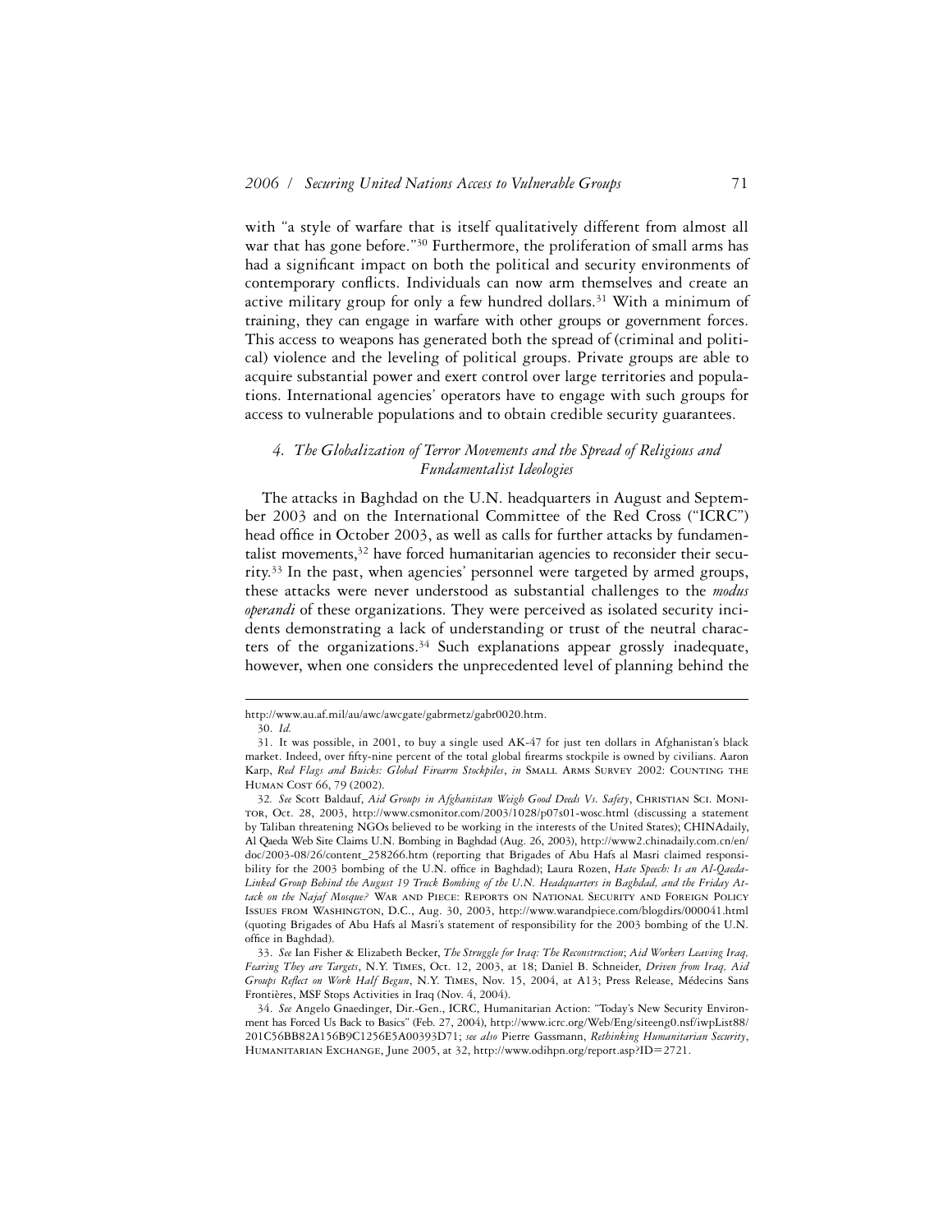with "a style of warfare that is itself qualitatively different from almost all war that has gone before."[30] Furthermore, the proliferation of small arms has had a significant impact on both the political and security environments of contemporary conflicts. Individuals can now arm themselves and create an active military group for only a few hundred dollars.[31] With a minimum of training, they can engage in warfare with other groups or government forces. This access to weapons has generated both the spread of (criminal and political) violence and the leveling of political groups. Private groups are able to acquire substantial power and exert control over large territories and populations. International agencies' operators have to engage with such groups for access to vulnerable populations and to obtain credible security guarantees.

### *4. The Globalization of Terror Movements and the Spread of Religious and Fundamentalist Ideologies*

The attacks in Baghdad on the U.N. headquarters in August and September 2003 and on the International Committee of the Red Cross ("ICRC") head office in October 2003, as well as calls for further attacks by fundamentalist movements,[32] have forced humanitarian agencies to reconsider their security.[33] In the past, when agencies' personnel were targeted by armed groups, these attacks were never understood as substantial challenges to the *modus operandi* of these organizations. They were perceived as isolated security incidents demonstrating a lack of understanding or trust of the neutral characters of the organizations.[34] Such explanations appear grossly inadequate, however, when one considers the unprecedented level of planning behind the

---

http://www.au.af.mil/au/awc/awcgate/gabrmetz/gabr0020.htm.

30. *Id.*

31. It was possible, in 2001, to buy a single used AK-47 for just ten dollars in Afghanistan's black market. Indeed, over fifty-nine percent of the total global firearms stockpile is owned by civilians. Aaron Karp, *Red Flags and Buicks: Global Firearm Stockpiles*, *in* Small Arms Survey 2002: Counting the Human Cost 66, 79 (2002).

32. *See* Scott Baldauf, *Aid Groups in Afghanistan Weigh Good Deeds Vs. Safety*, Christian Sci. Monitor, Oct. 28, 2003, http://www.csmonitor.com/2003/1028/p07s01-wosc.html (discussing a statement by Taliban threatening NGOs believed to be working in the interests of the United States); CHINAdaily, Al Qaeda Web Site Claims U.N. Bombing in Baghdad (Aug. 26, 2003), http://www2.chinadaily.com.cn/en/doc/2003-08/26/content_258266.htm (reporting that Brigades of Abu Hafs al Masri claimed responsibility for the 2003 bombing of the U.N. office in Baghdad); Laura Rozen, *Hate Speech: Is an Al-Qaeda-Linked Group Behind the August 19 Truck Bombing of the U.N. Headquarters in Baghdad, and the Friday Attack on the Najaf Mosque?* War and Piece: Reports on National Security and Foreign Policy Issues from Washington, D.C., Aug. 30, 2003, http://www.warandpiece.com/blogdirs/000041.html (quoting Brigades of Abu Hafs al Masri's statement of responsibility for the 2003 bombing of the U.N. office in Baghdad).

33. *See* Ian Fisher & Elizabeth Becker, *The Struggle for Iraq: The Reconstruction*; *Aid Workers Leaving Iraq, Fearing They are Targets*, N.Y. Times, Oct. 12, 2003, at 18; Daniel B. Schneider, *Driven from Iraq, Aid Groups Reflect on Work Half Begun*, N.Y. Times, Nov. 15, 2004, at A13; Press Release, Médecins Sans Frontières, MSF Stops Activities in Iraq (Nov. 4, 2004).

34. *See* Angelo Gnaedinger, Dir.-Gen., ICRC, Humanitarian Action: "Today's New Security Environment has Forced Us Back to Basics" (Feb. 27, 2004), http://www.icrc.org/Web/Eng/siteeng0.nsf/iwpList88/201C56BB82A156B9C1256E5A00393D71; *see also* Pierre Gassmann, *Rethinking Humanitarian Security*, Humanitarian Exchange, June 2005, at 32, http://www.odihpn.org/report.asp?ID=2721.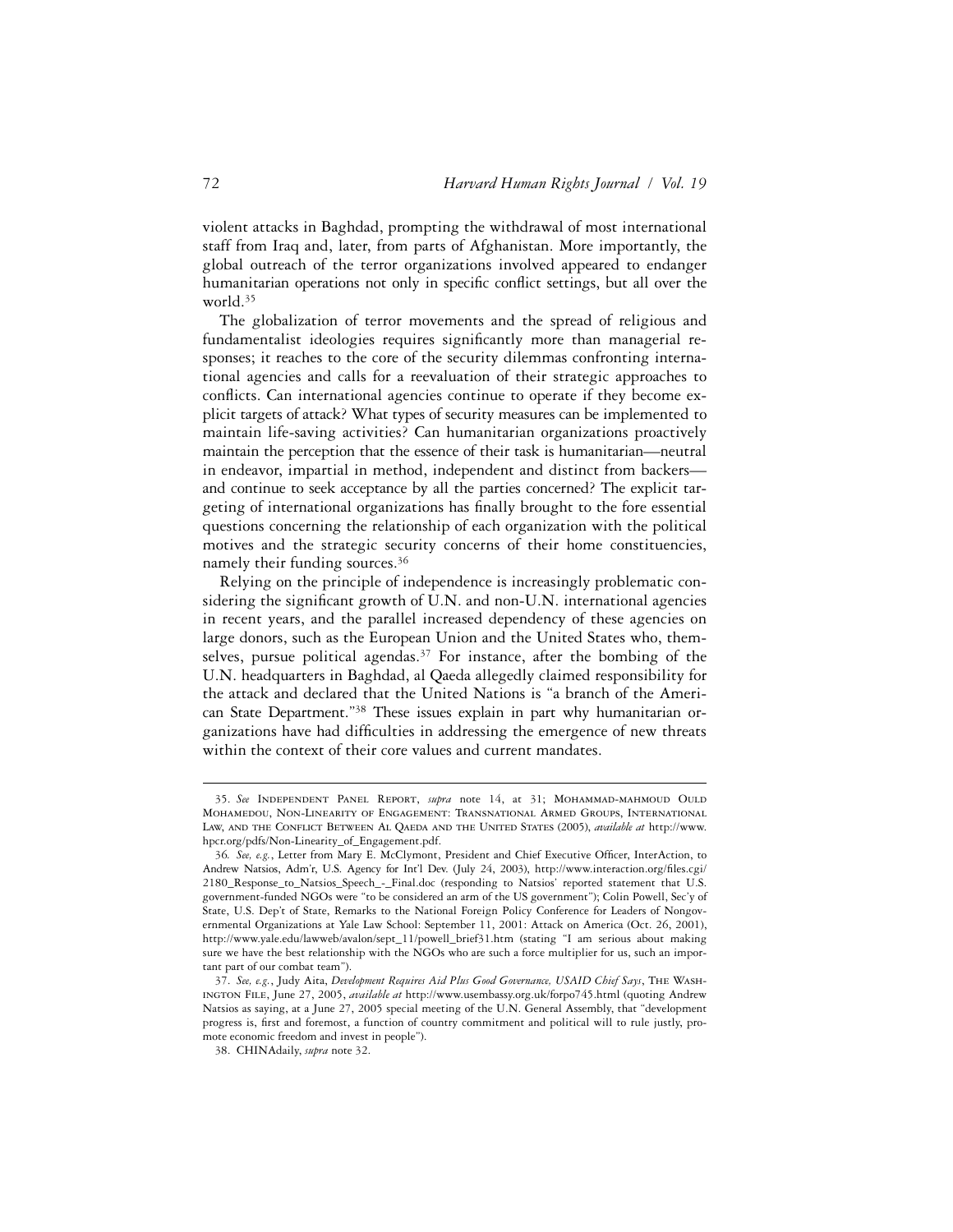violent attacks in Baghdad, prompting the withdrawal of most international staff from Iraq and, later, from parts of Afghanistan. More importantly, the global outreach of the terror organizations involved appeared to endanger humanitarian operations not only in specific conflict settings, but all over the world.[35]

The globalization of terror movements and the spread of religious and fundamentalist ideologies requires significantly more than managerial responses; it reaches to the core of the security dilemmas confronting international agencies and calls for a reevaluation of their strategic approaches to conflicts. Can international agencies continue to operate if they become explicit targets of attack? What types of security measures can be implemented to maintain life-saving activities? Can humanitarian organizations proactively maintain the perception that the essence of their task is humanitarian—neutral in endeavor, impartial in method, independent and distinct from backers—and continue to seek acceptance by all the parties concerned? The explicit targeting of international organizations has finally brought to the fore essential questions concerning the relationship of each organization with the political motives and the strategic security concerns of their home constituencies, namely their funding sources.[36]

Relying on the principle of independence is increasingly problematic considering the significant growth of U.N. and non-U.N. international agencies in recent years, and the parallel increased dependency of these agencies on large donors, such as the European Union and the United States who, themselves, pursue political agendas.[37] For instance, after the bombing of the U.N. headquarters in Baghdad, al Qaeda allegedly claimed responsibility for the attack and declared that the United Nations is "a branch of the American State Department."[38] These issues explain in part why humanitarian organizations have had difficulties in addressing the emergence of new threats within the context of their core values and current mandates.

---

35. *See* Independent Panel Report, *supra* note 14, at 31; Mohammad-mahmoud Ould Mohamedou, Non-Linearity of Engagement: Transnational Armed Groups, International Law, and the Conflict Between Al Qaeda and the United States (2005), *available at* http://www.hpcr.org/pdfs/Non-Linearity_of_Engagement.pdf.

36. *See, e.g.*, Letter from Mary E. McClymont, President and Chief Executive Officer, InterAction, to Andrew Natsios, Adm'r, U.S. Agency for Int'l Dev. (July 24, 2003), http://www.interaction.org/files.cgi/2180_Response_to_Natsios_Speech_-_Final.doc (responding to Natsios' reported statement that U.S. government-funded NGOs were "to be considered an arm of the US government"); Colin Powell, Sec'y of State, U.S. Dep't of State, Remarks to the National Foreign Policy Conference for Leaders of Nongovernmental Organizations at Yale Law School: September 11, 2001: Attack on America (Oct. 26, 2001), http://www.yale.edu/lawweb/avalon/sept_11/powell_brief31.htm (stating "I am serious about making sure we have the best relationship with the NGOs who are such a force multiplier for us, such an important part of our combat team").

37. *See, e.g.*, Judy Aita, *Development Requires Aid Plus Good Governance, USAID Chief Says*, The Washington File, June 27, 2005, *available at* http://www.usembassy.org.uk/forpo745.html (quoting Andrew Natsios as saying, at a June 27, 2005 special meeting of the U.N. General Assembly, that "development progress is, first and foremost, a function of country commitment and political will to rule justly, promote economic freedom and invest in people").

38. CHINAdaily, *supra* note 32.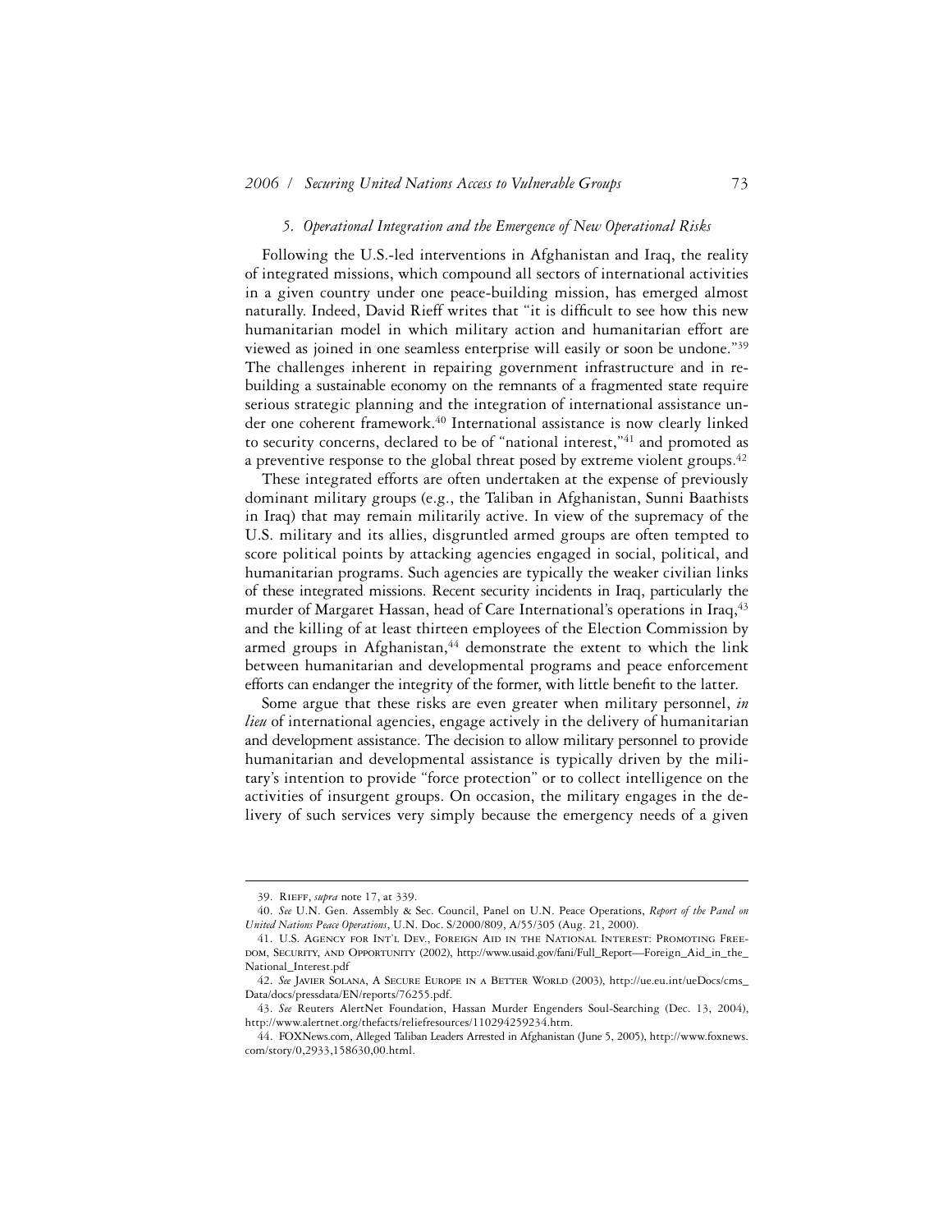### 5. *Operational Integration and the Emergence of New Operational Risks*

Following the U.S.-led interventions in Afghanistan and Iraq, the reality of integrated missions, which compound all sectors of international activities in a given country under one peace-building mission, has emerged almost naturally. Indeed, David Rieff writes that "it is difficult to see how this new humanitarian model in which military action and humanitarian effort are viewed as joined in one seamless enterprise will easily or soon be undone."[39] The challenges inherent in repairing government infrastructure and in rebuilding a sustainable economy on the remnants of a fragmented state require serious strategic planning and the integration of international assistance under one coherent framework.[40] International assistance is now clearly linked to security concerns, declared to be of "national interest,"[41] and promoted as a preventive response to the global threat posed by extreme violent groups.[42]

These integrated efforts are often undertaken at the expense of previously dominant military groups (e.g., the Taliban in Afghanistan, Sunni Baathists in Iraq) that may remain militarily active. In view of the supremacy of the U.S. military and its allies, disgruntled armed groups are often tempted to score political points by attacking agencies engaged in social, political, and humanitarian programs. Such agencies are typically the weaker civilian links of these integrated missions. Recent security incidents in Iraq, particularly the murder of Margaret Hassan, head of Care International's operations in Iraq,[43] and the killing of at least thirteen employees of the Election Commission by armed groups in Afghanistan,[44] demonstrate the extent to which the link between humanitarian and developmental programs and peace enforcement efforts can endanger the integrity of the former, with little benefit to the latter.

Some argue that these risks are even greater when military personnel, *in lieu* of international agencies, engage actively in the delivery of humanitarian and development assistance. The decision to allow military personnel to provide humanitarian and developmental assistance is typically driven by the military's intention to provide "force protection" or to collect intelligence on the activities of insurgent groups. On occasion, the military engages in the delivery of such services very simply because the emergency needs of a given

---

39. Rieff, *supra* note 17, at 339.

40. *See* U.N. Gen. Assembly & Sec. Council, Panel on U.N. Peace Operations, *Report of the Panel on United Nations Peace Operations*, U.N. Doc. S/2000/809, A/55/305 (Aug. 21, 2000).

41. U.S. Agency for Int'l Dev., Foreign Aid in the National Interest: Promoting Freedom, Security, and Opportunity (2002), http://www.usaid.gov/fani/Full_Report—Foreign_Aid_in_the_National_Interest.pdf

42. *See* Javier Solana, A Secure Europe in a Better World (2003), http://ue.eu.int/ueDocs/cms_Data/docs/pressdata/EN/reports/76255.pdf.

43. *See* Reuters AlertNet Foundation, Hassan Murder Engenders Soul-Searching (Dec. 13, 2004), http://www.alertnet.org/thefacts/reliefresources/110294259234.htm.

44. FOXNews.com, Alleged Taliban Leaders Arrested in Afghanistan (June 5, 2005), http://www.foxnews.com/story/0,2933,158630,00.html.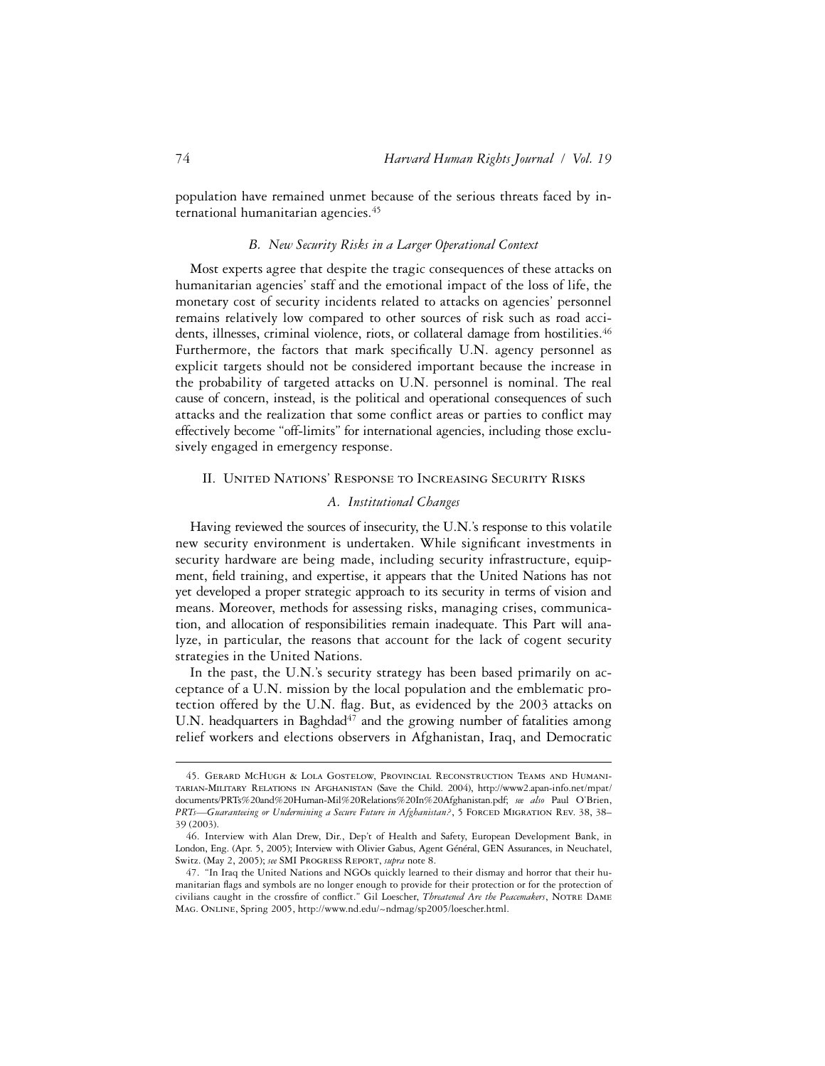population have remained unmet because of the serious threats faced by international humanitarian agencies.[45]

### B. New Security Risks in a Larger Operational Context

Most experts agree that despite the tragic consequences of these attacks on humanitarian agencies' staff and the emotional impact of the loss of life, the monetary cost of security incidents related to attacks on agencies' personnel remains relatively low compared to other sources of risk such as road accidents, illnesses, criminal violence, riots, or collateral damage from hostilities.[46] Furthermore, the factors that mark specifically U.N. agency personnel as explicit targets should not be considered important because the increase in the probability of targeted attacks on U.N. personnel is nominal. The real cause of concern, instead, is the political and operational consequences of such attacks and the realization that some conflict areas or parties to conflict may effectively become "off-limits" for international agencies, including those exclusively engaged in emergency response.

## II. United Nations' Response to Increasing Security Risks

### A. Institutional Changes

Having reviewed the sources of insecurity, the U.N.'s response to this volatile new security environment is undertaken. While significant investments in security hardware are being made, including security infrastructure, equipment, field training, and expertise, it appears that the United Nations has not yet developed a proper strategic approach to its security in terms of vision and means. Moreover, methods for assessing risks, managing crises, communication, and allocation of responsibilities remain inadequate. This Part will analyze, in particular, the reasons that account for the lack of cogent security strategies in the United Nations.

In the past, the U.N.'s security strategy has been based primarily on acceptance of a U.N. mission by the local population and the emblematic protection offered by the U.N. flag. But, as evidenced by the 2003 attacks on U.N. headquarters in Baghdad[47] and the growing number of fatalities among relief workers and elections observers in Afghanistan, Iraq, and Democratic

---

45. Gerard McHugh & Lola Gostelow, Provincial Reconstruction Teams and Humanitarian-Military Relations in Afghanistan (Save the Child. 2004), http://www2.apan-info.net/mpat/documents/PRTs%20and%20Human-Mil%20Relations%20In%20Afghanistan.pdf; *see also* Paul O'Brien, *PRTs—Guaranteeing or Undermining a Secure Future in Afghanistan?*, 5 Forced Migration Rev. 38, 38–39 (2003).

46. Interview with Alan Drew, Dir., Dep't of Health and Safety, European Development Bank, in London, Eng. (Apr. 5, 2005); Interview with Olivier Gabus, Agent Général, GEN Assurances, in Neuchatel, Switz. (May 2, 2005); *see* SMI Progress Report, *supra* note 8.

47. "In Iraq the United Nations and NGOs quickly learned to their dismay and horror that their humanitarian flags and symbols are no longer enough to provide for their protection or for the protection of civilians caught in the crossfire of conflict." Gil Loescher, *Threatened Are the Peacemakers*, Notre Dame Mag. Online, Spring 2005, http://www.nd.edu/~ndmag/sp2005/loescher.html.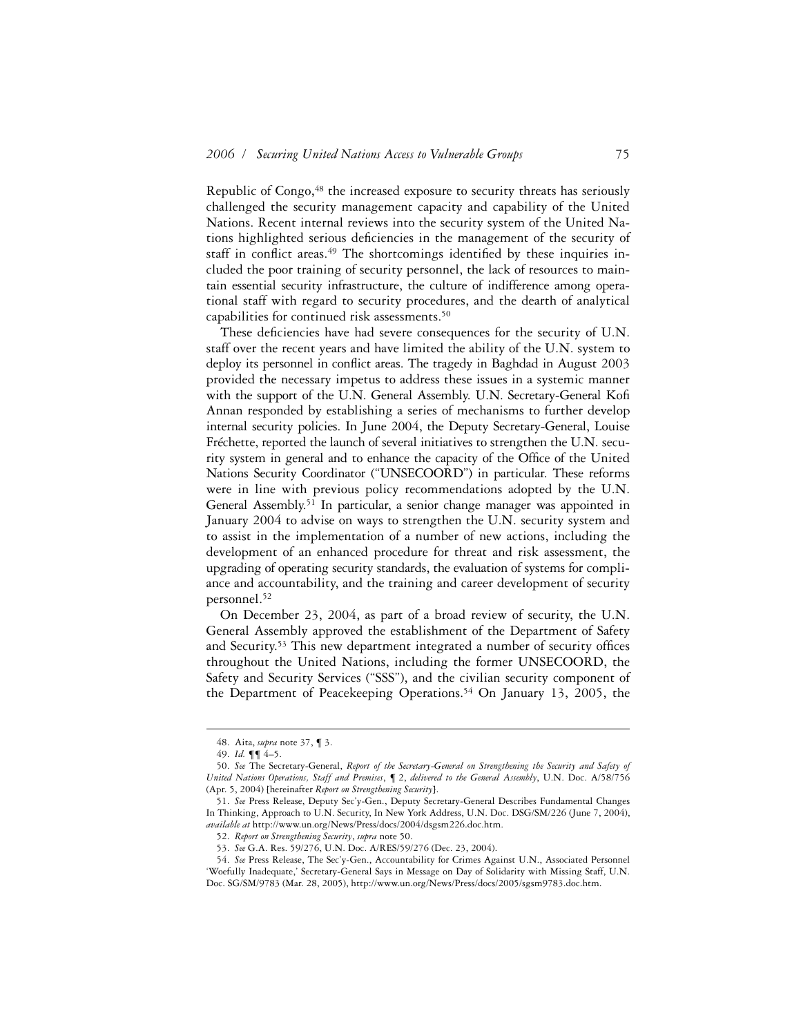Republic of Congo,[48] the increased exposure to security threats has seriously challenged the security management capacity and capability of the United Nations. Recent internal reviews into the security system of the United Nations highlighted serious deficiencies in the management of the security of staff in conflict areas.[49] The shortcomings identified by these inquiries included the poor training of security personnel, the lack of resources to maintain essential security infrastructure, the culture of indifference among operational staff with regard to security procedures, and the dearth of analytical capabilities for continued risk assessments.[50]

These deficiencies have had severe consequences for the security of U.N. staff over the recent years and have limited the ability of the U.N. system to deploy its personnel in conflict areas. The tragedy in Baghdad in August 2003 provided the necessary impetus to address these issues in a systemic manner with the support of the U.N. General Assembly. U.N. Secretary-General Kofi Annan responded by establishing a series of mechanisms to further develop internal security policies. In June 2004, the Deputy Secretary-General, Louise Fréchette, reported the launch of several initiatives to strengthen the U.N. security system in general and to enhance the capacity of the Office of the United Nations Security Coordinator ("UNSECOORD") in particular. These reforms were in line with previous policy recommendations adopted by the U.N. General Assembly.[51] In particular, a senior change manager was appointed in January 2004 to advise on ways to strengthen the U.N. security system and to assist in the implementation of a number of new actions, including the development of an enhanced procedure for threat and risk assessment, the upgrading of operating security standards, the evaluation of systems for compliance and accountability, and the training and career development of security personnel.[52]

On December 23, 2004, as part of a broad review of security, the U.N. General Assembly approved the establishment of the Department of Safety and Security.[53] This new department integrated a number of security offices throughout the United Nations, including the former UNSECOORD, the Safety and Security Services ("SSS"), and the civilian security component of the Department of Peacekeeping Operations.[54] On January 13, 2005, the

---

48. Aita, *supra* note 37, ¶ 3.

49. *Id.* ¶¶ 4–5.

50. *See* The Secretary-General, *Report of the Secretary-General on Strengthening the Security and Safety of United Nations Operations, Staff and Premises*, ¶ 2, *delivered to the General Assembly*, U.N. Doc. A/58/756 (Apr. 5, 2004) [hereinafter *Report on Strengthening Security*].

51. *See* Press Release, Deputy Sec'y-Gen., Deputy Secretary-General Describes Fundamental Changes In Thinking, Approach to U.N. Security, In New York Address, U.N. Doc. DSG/SM/226 (June 7, 2004), *available at* http://www.un.org/News/Press/docs/2004/dsgsm226.doc.htm.

52. *Report on Strengthening Security*, *supra* note 50.

53. *See* G.A. Res. 59/276, U.N. Doc. A/RES/59/276 (Dec. 23, 2004).

54. *See* Press Release, The Sec'y-Gen., Accountability for Crimes Against U.N., Associated Personnel 'Woefully Inadequate,' Secretary-General Says in Message on Day of Solidarity with Missing Staff, U.N. Doc. SG/SM/9783 (Mar. 28, 2005), http://www.un.org/News/Press/docs/2005/sgsm9783.doc.htm.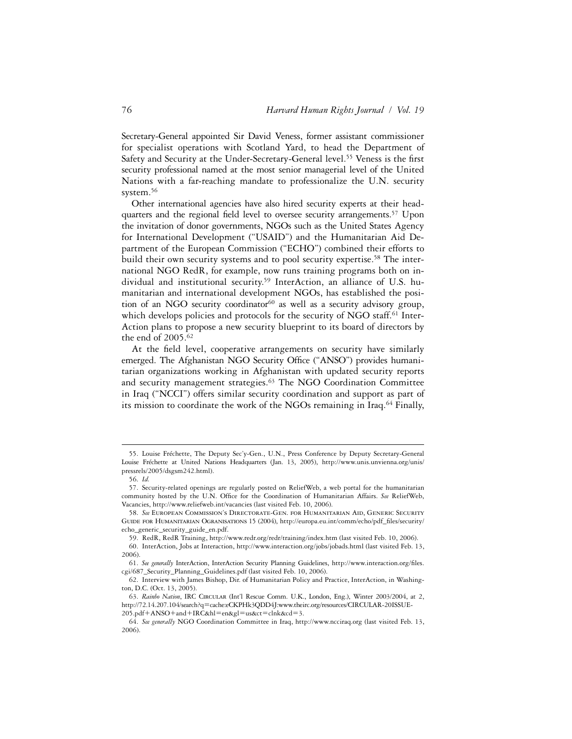Secretary-General appointed Sir David Veness, former assistant commissioner for specialist operations with Scotland Yard, to head the Department of Safety and Security at the Under-Secretary-General level.[55] Veness is the first security professional named at the most senior managerial level of the United Nations with a far-reaching mandate to professionalize the U.N. security system.[56]

Other international agencies have also hired security experts at their headquarters and the regional field level to oversee security arrangements.[57] Upon the invitation of donor governments, NGOs such as the United States Agency for International Development ("USAID") and the Humanitarian Aid Department of the European Commission ("ECHO") combined their efforts to build their own security systems and to pool security expertise.[58] The international NGO RedR, for example, now runs training programs both on individual and institutional security.[59] InterAction, an alliance of U.S. humanitarian and international development NGOs, has established the position of an NGO security coordinator[60] as well as a security advisory group, which develops policies and protocols for the security of NGO staff.[61] InterAction plans to propose a new security blueprint to its board of directors by the end of 2005.[62]

At the field level, cooperative arrangements on security have similarly emerged. The Afghanistan NGO Security Office ("ANSO") provides humanitarian organizations working in Afghanistan with updated security reports and security management strategies.[63] The NGO Coordination Committee in Iraq ("NCCI") offers similar security coordination and support as part of its mission to coordinate the work of the NGOs remaining in Iraq.[64] Finally,

---

55. Louise Fréchette, The Deputy Sec'y-Gen., U.N., Press Conference by Deputy Secretary-General Louise Fréchette at United Nations Headquarters (Jan. 13, 2005), http://www.unis.unvienna.org/unis/pressrels/2005/dsgsm242.html).

56. *Id.*

57. Security-related openings are regularly posted on ReliefWeb, a web portal for the humanitarian community hosted by the U.N. Office for the Coordination of Humanitarian Affairs. *See* ReliefWeb, Vacancies, http://www.reliefweb.int/vacancies (last visited Feb. 10, 2006).

58. *See* European Commission's Directorate-Gen. for Humanitarian Aid, Generic Security Guide for Humanitarian Ogranisations 15 (2004), http://europa.eu.int/comm/echo/pdf_files/security/echo_generic_security_guide_en.pdf.

59. RedR, RedR Training, http://www.redr.org/redr/training/index.htm (last visited Feb. 10, 2006).

60. InterAction, Jobs at Interaction, http://www.interaction.org/jobs/jobads.html (last visited Feb. 13, 2006).

61. *See generally* InterAction, InterAction Security Planning Guidelines, http://www.interaction.org/files.cgi/687_Security_Planning_Guidelines.pdf (last visited Feb. 10, 2006).

62. Interview with James Bishop, Dir. of Humanitarian Policy and Practice, InterAction, in Washington, D.C. (Oct. 13, 2005).

63. *Rainbo Nation*, IRC Circular (Int'l Rescue Comm. U.K., London, Eng.), Winter 2003/2004, at 2, http://72.14.207.104/search?q=cache:eCKPHk3QDD4J:www.theirc.org/resources/CIRCULAR-20ISSUE-205.pdf+ANSO+and+IRC&hl=en&gl=us&ct=clnk&cd=3.

64. *See generally* NGO Coordination Committee in Iraq, http://www.ncciraq.org (last visited Feb. 13, 2006).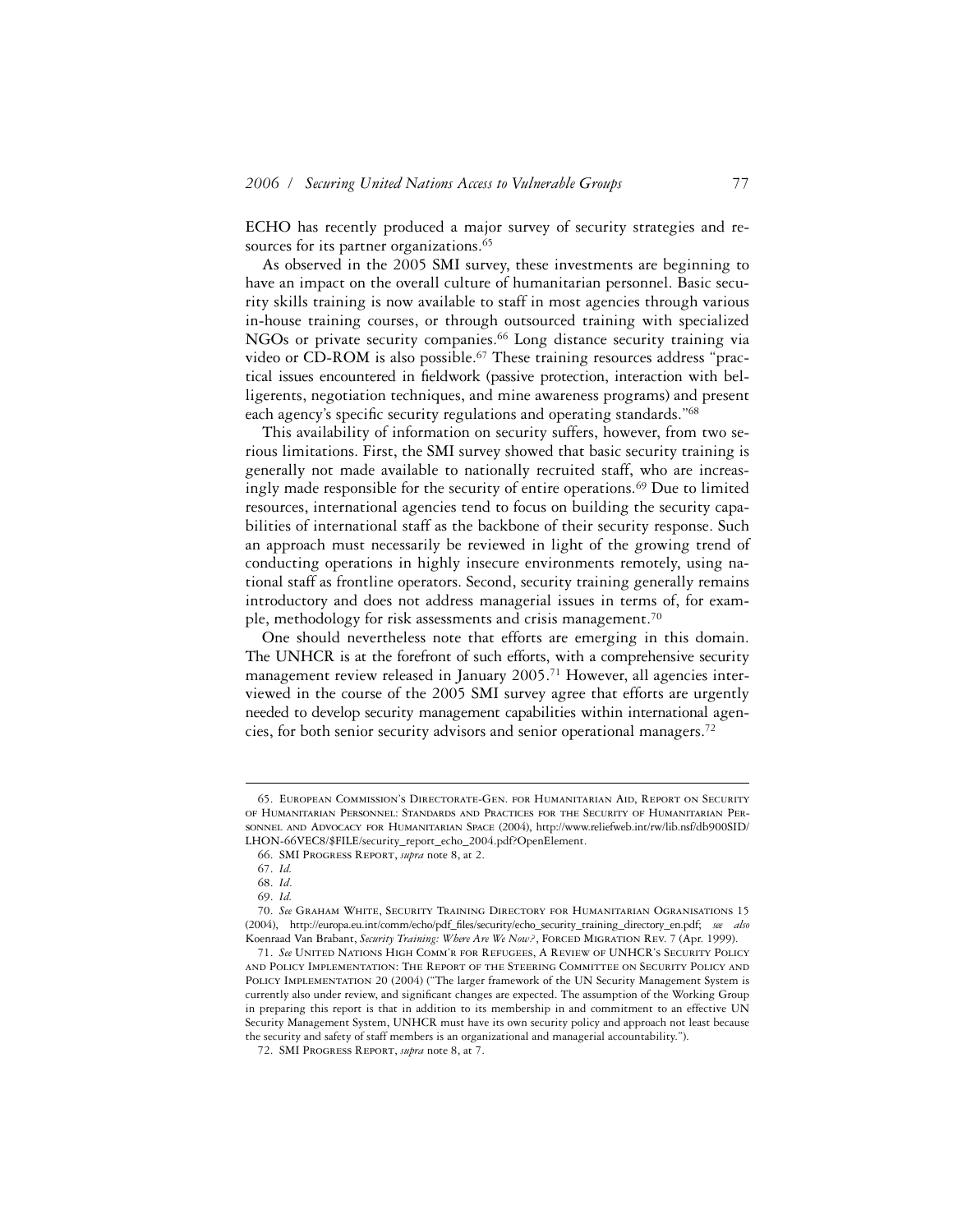ECHO has recently produced a major survey of security strategies and resources for its partner organizations.[65]

As observed in the 2005 SMI survey, these investments are beginning to have an impact on the overall culture of humanitarian personnel. Basic security skills training is now available to staff in most agencies through various in-house training courses, or through outsourced training with specialized NGOs or private security companies.[66] Long distance security training via video or CD-ROM is also possible.[67] These training resources address "practical issues encountered in fieldwork (passive protection, interaction with belligerents, negotiation techniques, and mine awareness programs) and present each agency's specific security regulations and operating standards."[68]

This availability of information on security suffers, however, from two serious limitations. First, the SMI survey showed that basic security training is generally not made available to nationally recruited staff, who are increasingly made responsible for the security of entire operations.[69] Due to limited resources, international agencies tend to focus on building the security capabilities of international staff as the backbone of their security response. Such an approach must necessarily be reviewed in light of the growing trend of conducting operations in highly insecure environments remotely, using national staff as frontline operators. Second, security training generally remains introductory and does not address managerial issues in terms of, for example, methodology for risk assessments and crisis management.[70]

One should nevertheless note that efforts are emerging in this domain. The UNHCR is at the forefront of such efforts, with a comprehensive security management review released in January 2005.[71] However, all agencies interviewed in the course of the 2005 SMI survey agree that efforts are urgently needed to develop security management capabilities within international agencies, for both senior security advisors and senior operational managers.[72]

---

65. European Commission's Directorate-Gen. for Humanitarian Aid, Report on Security of Humanitarian Personnel: Standards and Practices for the Security of Humanitarian Personnel and Advocacy for Humanitarian Space (2004), http://www.reliefweb.int/rw/lib.nsf/db900SID/LHON-66VEC8/$FILE/security_report_echo_2004.pdf?OpenElement.

66. SMI Progress Report, *supra* note 8, at 2.

67. *Id.*

68. *Id.*

69. *Id.*

70. *See* Graham White, Security Training Directory for Humanitarian Ogranisations 15 (2004), http://europa.eu.int/comm/echo/pdf_files/security/echo_security_training_directory_en.pdf; *see also* Koenraad Van Brabant, *Security Training: Where Are We Now?*, Forced Migration Rev. 7 (Apr. 1999).

71. *See* United Nations High Comm'r for Refugees, A Review of UNHCR's Security Policy and Policy Implementation: The Report of the Steering Committee on Security Policy and Policy Implementation 20 (2004) ("The larger framework of the UN Security Management System is currently also under review, and significant changes are expected. The assumption of the Working Group in preparing this report is that in addition to its membership in and commitment to an effective UN Security Management System, UNHCR must have its own security policy and approach not least because the security and safety of staff members is an organizational and managerial accountability.").

72. SMI Progress Report, *supra* note 8, at 7.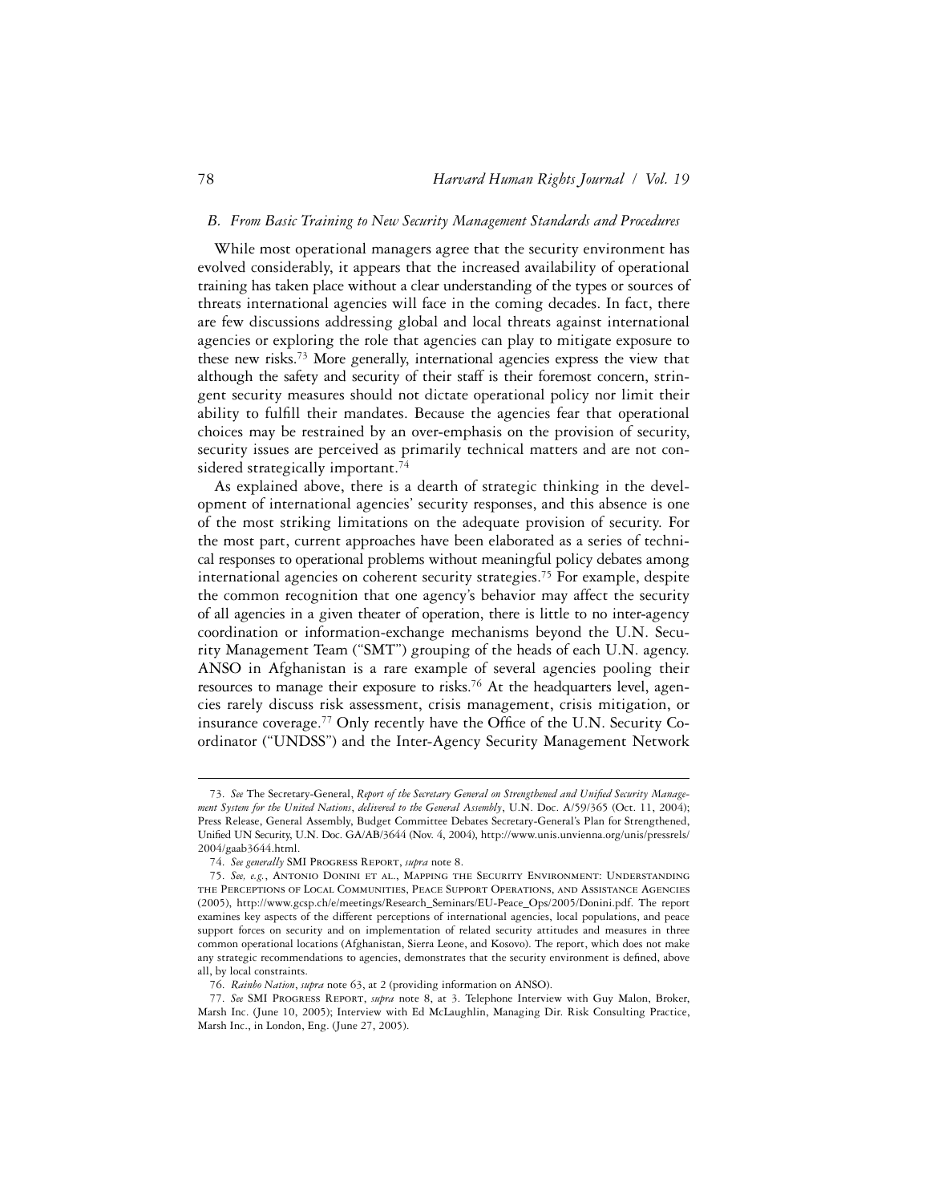### *B. From Basic Training to New Security Management Standards and Procedures*

While most operational managers agree that the security environment has evolved considerably, it appears that the increased availability of operational training has taken place without a clear understanding of the types or sources of threats international agencies will face in the coming decades. In fact, there are few discussions addressing global and local threats against international agencies or exploring the role that agencies can play to mitigate exposure to these new risks.[73] More generally, international agencies express the view that although the safety and security of their staff is their foremost concern, stringent security measures should not dictate operational policy nor limit their ability to fulfill their mandates. Because the agencies fear that operational choices may be restrained by an over-emphasis on the provision of security, security issues are perceived as primarily technical matters and are not considered strategically important.[74]

As explained above, there is a dearth of strategic thinking in the development of international agencies' security responses, and this absence is one of the most striking limitations on the adequate provision of security. For the most part, current approaches have been elaborated as a series of technical responses to operational problems without meaningful policy debates among international agencies on coherent security strategies.[75] For example, despite the common recognition that one agency's behavior may affect the security of all agencies in a given theater of operation, there is little to no inter-agency coordination or information-exchange mechanisms beyond the U.N. Security Management Team ("SMT") grouping of the heads of each U.N. agency. ANSO in Afghanistan is a rare example of several agencies pooling their resources to manage their exposure to risks.[76] At the headquarters level, agencies rarely discuss risk assessment, crisis management, crisis mitigation, or insurance coverage.[77] Only recently have the Office of the U.N. Security Coordinator ("UNDSS") and the Inter-Agency Security Management Network

---

73. *See* The Secretary-General, *Report of the Secretary General on Strengthened and Unified Security Management System for the United Nations, delivered to the General Assembly*, U.N. Doc. A/59/365 (Oct. 11, 2004); Press Release, General Assembly, Budget Committee Debates Secretary-General's Plan for Strengthened, Unified UN Security, U.N. Doc. GA/AB/3644 (Nov. 4, 2004), http://www.unis.unvienna.org/unis/pressrels/2004/gaab3644.html.

74. *See generally* SMI Progress Report, *supra* note 8.

75. *See, e.g.*, Antonio Donini et al., Mapping the Security Environment: Understanding the Perceptions of Local Communities, Peace Support Operations, and Assistance Agencies (2005), http://www.gcsp.ch/e/meetings/Research_Seminars/EU-Peace_Ops/2005/Donini.pdf. The report examines key aspects of the different perceptions of international agencies, local populations, and peace support forces on security and on implementation of related security attitudes and measures in three common operational locations (Afghanistan, Sierra Leone, and Kosovo). The report, which does not make any strategic recommendations to agencies, demonstrates that the security environment is defined, above all, by local constraints.

76. *Rainbo Nation*, *supra* note 63, at 2 (providing information on ANSO).

77. *See* SMI Progress Report, *supra* note 8, at 3. Telephone Interview with Guy Malon, Broker, Marsh Inc. (June 10, 2005); Interview with Ed McLaughlin, Managing Dir. Risk Consulting Practice, Marsh Inc., in London, Eng. (June 27, 2005).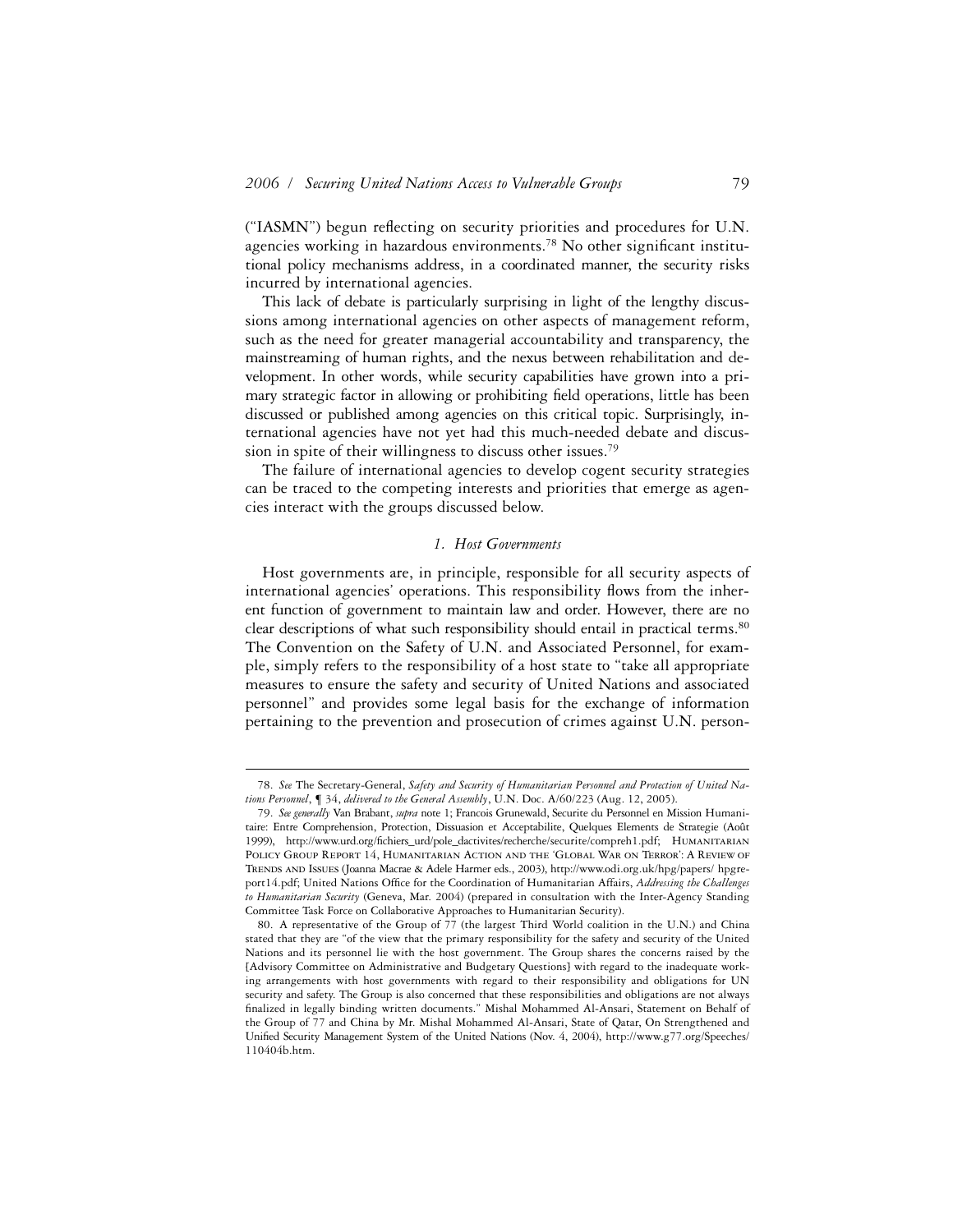("IASMN") begun reflecting on security priorities and procedures for U.N. agencies working in hazardous environments.[78] No other significant institutional policy mechanisms address, in a coordinated manner, the security risks incurred by international agencies.

This lack of debate is particularly surprising in light of the lengthy discussions among international agencies on other aspects of management reform, such as the need for greater managerial accountability and transparency, the mainstreaming of human rights, and the nexus between rehabilitation and development. In other words, while security capabilities have grown into a primary strategic factor in allowing or prohibiting field operations, little has been discussed or published among agencies on this critical topic. Surprisingly, international agencies have not yet had this much-needed debate and discussion in spite of their willingness to discuss other issues.[79]

The failure of international agencies to develop cogent security strategies can be traced to the competing interests and priorities that emerge as agencies interact with the groups discussed below.

### *1. Host Governments*

Host governments are, in principle, responsible for all security aspects of international agencies' operations. This responsibility flows from the inherent function of government to maintain law and order. However, there are no clear descriptions of what such responsibility should entail in practical terms.[80] The Convention on the Safety of U.N. and Associated Personnel, for example, simply refers to the responsibility of a host state to "take all appropriate measures to ensure the safety and security of United Nations and associated personnel" and provides some legal basis for the exchange of information pertaining to the prevention and prosecution of crimes against U.N. person-

---

78. *See* The Secretary-General, *Safety and Security of Humanitarian Personnel and Protection of United Nations Personnel*, ¶ 34, *delivered to the General Assembly*, U.N. Doc. A/60/223 (Aug. 12, 2005).

79. *See generally* Van Brabant, *supra* note 1; Francois Grunewald, Securite du Personnel en Mission Humanitaire: Entre Comprehension, Protection, Dissuasion et Acceptabilite, Quelques Elements de Strategie (Août 1999), http://www.urd.org/fichiers_urd/pole_dactivites/recherche/securite/compreh1.pdf; Humanitarian Policy Group Report 14, Humanitarian Action and the 'Global War on Terror': A Review of Trends and Issues (Joanna Macrae & Adele Harmer eds., 2003), http://www.odi.org.uk/hpg/papers/ hpgreport14.pdf; United Nations Office for the Coordination of Humanitarian Affairs, *Addressing the Challenges to Humanitarian Security* (Geneva, Mar. 2004) (prepared in consultation with the Inter-Agency Standing Committee Task Force on Collaborative Approaches to Humanitarian Security).

80. A representative of the Group of 77 (the largest Third World coalition in the U.N.) and China stated that they are "of the view that the primary responsibility for the safety and security of the United Nations and its personnel lie with the host government. The Group shares the concerns raised by the [Advisory Committee on Administrative and Budgetary Questions] with regard to the inadequate working arrangements with host governments with regard to their responsibility and obligations for UN security and safety. The Group is also concerned that these responsibilities and obligations are not always finalized in legally binding written documents." Mishal Mohammed Al-Ansari, Statement on Behalf of the Group of 77 and China by Mr. Mishal Mohammed Al-Ansari, State of Qatar, On Strengthened and Unified Security Management System of the United Nations (Nov. 4, 2004), http://www.g77.org/Speeches/110404b.htm.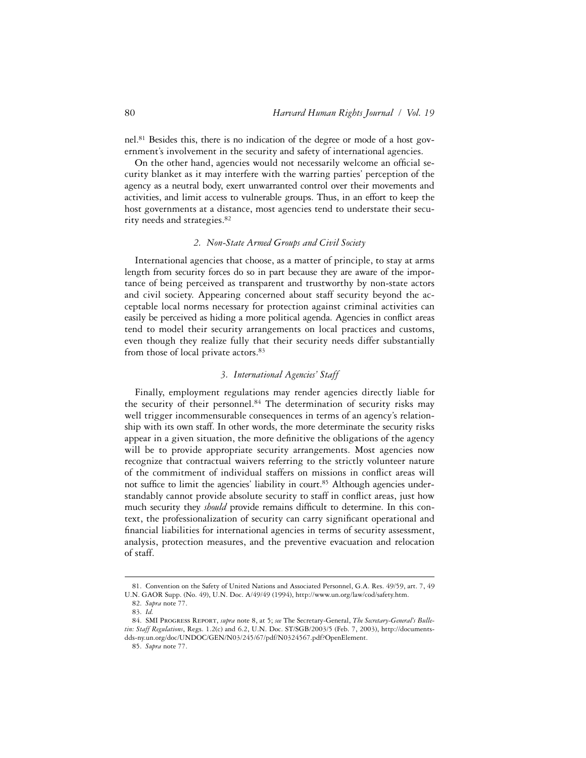nel.[81] Besides this, there is no indication of the degree or mode of a host government's involvement in the security and safety of international agencies.

On the other hand, agencies would not necessarily welcome an official security blanket as it may interfere with the warring parties' perception of the agency as a neutral body, exert unwarranted control over their movements and activities, and limit access to vulnerable groups. Thus, in an effort to keep the host governments at a distance, most agencies tend to understate their security needs and strategies.[82]

### *2. Non-State Armed Groups and Civil Society*

International agencies that choose, as a matter of principle, to stay at arms length from security forces do so in part because they are aware of the importance of being perceived as transparent and trustworthy by non-state actors and civil society. Appearing concerned about staff security beyond the acceptable local norms necessary for protection against criminal activities can easily be perceived as hiding a more political agenda. Agencies in conflict areas tend to model their security arrangements on local practices and customs, even though they realize fully that their security needs differ substantially from those of local private actors.[83]

### *3. International Agencies' Staff*

Finally, employment regulations may render agencies directly liable for the security of their personnel.[84] The determination of security risks may well trigger incommensurable consequences in terms of an agency's relationship with its own staff. In other words, the more determinate the security risks appear in a given situation, the more definitive the obligations of the agency will be to provide appropriate security arrangements. Most agencies now recognize that contractual waivers referring to the strictly volunteer nature of the commitment of individual staffers on missions in conflict areas will not suffice to limit the agencies' liability in court.[85] Although agencies understandably cannot provide absolute security to staff in conflict areas, just how much security they *should* provide remains difficult to determine. In this context, the professionalization of security can carry significant operational and financial liabilities for international agencies in terms of security assessment, analysis, protection measures, and the preventive evacuation and relocation of staff.

---

81. Convention on the Safety of United Nations and Associated Personnel, G.A. Res. 49/59, art. 7, 49 U.N. GAOR Supp. (No. 49), U.N. Doc. A/49/49 (1994), http://www.un.org/law/cod/safety.htm.

82. *Supra* note 77.

83. *Id.*

84. SMI Progress Report, *supra* note 8, at 5; *see* The Secretary-General, *The Secretary-General's Bulletin: Staff Regulations*, Regs. 1.2(c) and 6.2, U.N. Doc. ST/SGB/2003/5 (Feb. 7, 2003), http://documents-dds-ny.un.org/doc/UNDOC/GEN/N03/245/67/pdf/N0324567.pdf?OpenElement.

85. *Supra* note 77.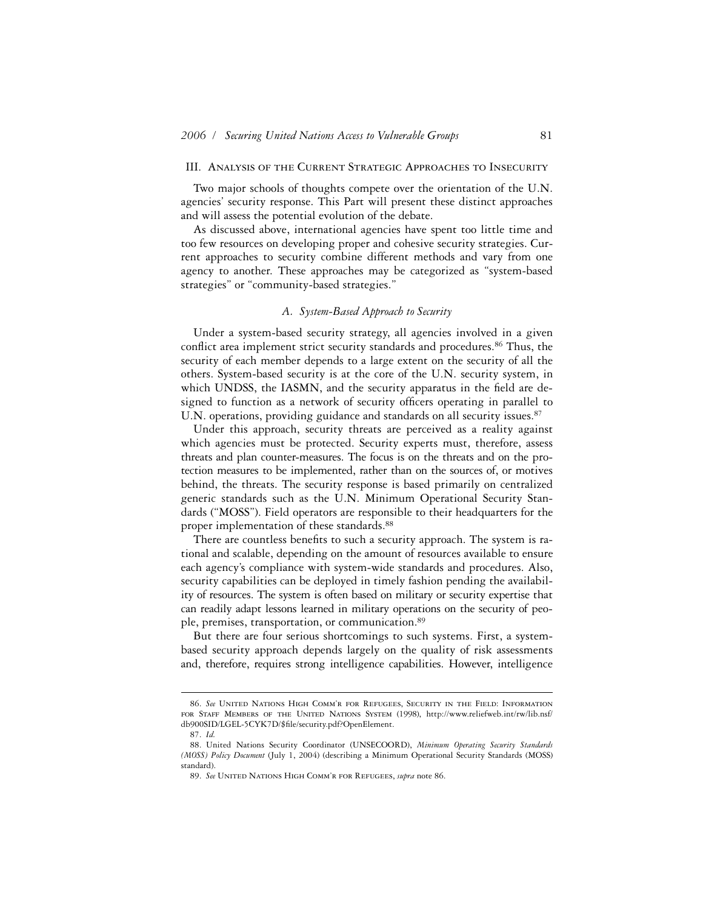## III. Analysis of the Current Strategic Approaches to Insecurity

Two major schools of thoughts compete over the orientation of the U.N. agencies' security response. This Part will present these distinct approaches and will assess the potential evolution of the debate.

As discussed above, international agencies have spent too little time and too few resources on developing proper and cohesive security strategies. Current approaches to security combine different methods and vary from one agency to another. These approaches may be categorized as "system-based strategies" or "community-based strategies."

### *A. System-Based Approach to Security*

Under a system-based security strategy, all agencies involved in a given conflict area implement strict security standards and procedures.[86] Thus, the security of each member depends to a large extent on the security of all the others. System-based security is at the core of the U.N. security system, in which UNDSS, the IASMN, and the security apparatus in the field are designed to function as a network of security officers operating in parallel to U.N. operations, providing guidance and standards on all security issues.[87]

Under this approach, security threats are perceived as a reality against which agencies must be protected. Security experts must, therefore, assess threats and plan counter-measures. The focus is on the threats and on the protection measures to be implemented, rather than on the sources of, or motives behind, the threats. The security response is based primarily on centralized generic standards such as the U.N. Minimum Operational Security Standards ("MOSS"). Field operators are responsible to their headquarters for the proper implementation of these standards.[88]

There are countless benefits to such a security approach. The system is rational and scalable, depending on the amount of resources available to ensure each agency's compliance with system-wide standards and procedures. Also, security capabilities can be deployed in timely fashion pending the availability of resources. The system is often based on military or security expertise that can readily adapt lessons learned in military operations on the security of people, premises, transportation, or communication.[89]

But there are four serious shortcomings to such systems. First, a system-based security approach depends largely on the quality of risk assessments and, therefore, requires strong intelligence capabilities. However, intelligence

---

86. *See* United Nations High Comm'r for Refugees, Security in the Field: Information for Staff Members of the United Nations System (1998), http://www.reliefweb.int/rw/lib.nsf/db900SID/LGEL-5CYK7D/$file/security.pdf?OpenElement.

87. *Id.*

88. United Nations Security Coordinator (UNSECOORD), *Minimum Operating Security Standards (MOSS) Policy Document* (July 1, 2004) (describing a Minimum Operational Security Standards (MOSS) standard).

89. *See* United Nations High Comm'r for Refugees, *supra* note 86.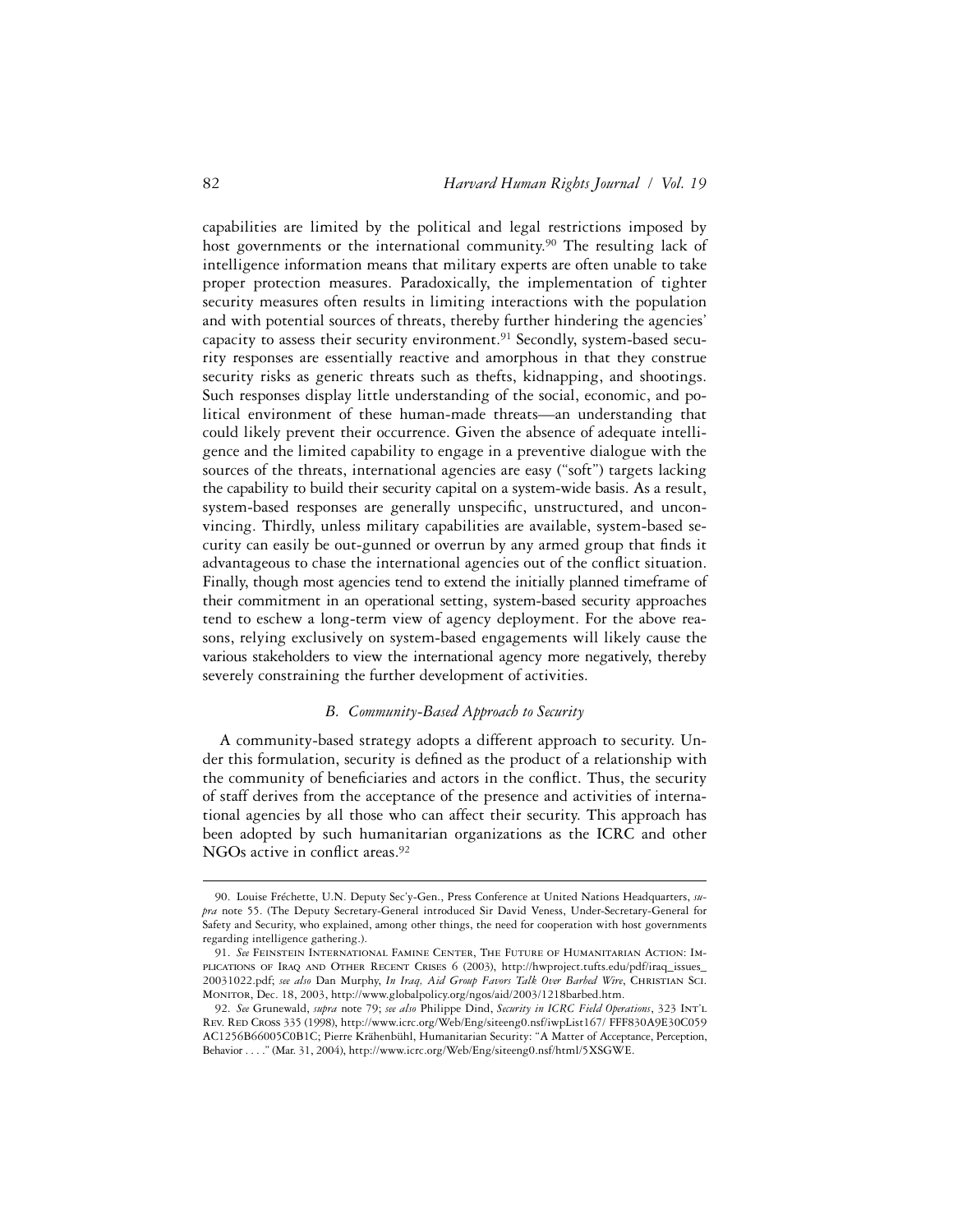capabilities are limited by the political and legal restrictions imposed by host governments or the international community.[90] The resulting lack of intelligence information means that military experts are often unable to take proper protection measures. Paradoxically, the implementation of tighter security measures often results in limiting interactions with the population and with potential sources of threats, thereby further hindering the agencies' capacity to assess their security environment.[91] Secondly, system-based security responses are essentially reactive and amorphous in that they construe security risks as generic threats such as thefts, kidnapping, and shootings. Such responses display little understanding of the social, economic, and political environment of these human-made threats—an understanding that could likely prevent their occurrence. Given the absence of adequate intelligence and the limited capability to engage in a preventive dialogue with the sources of the threats, international agencies are easy ("soft") targets lacking the capability to build their security capital on a system-wide basis. As a result, system-based responses are generally unspecific, unstructured, and unconvincing. Thirdly, unless military capabilities are available, system-based security can easily be out-gunned or overrun by any armed group that finds it advantageous to chase the international agencies out of the conflict situation. Finally, though most agencies tend to extend the initially planned timeframe of their commitment in an operational setting, system-based security approaches tend to eschew a long-term view of agency deployment. For the above reasons, relying exclusively on system-based engagements will likely cause the various stakeholders to view the international agency more negatively, thereby severely constraining the further development of activities.

### *B. Community-Based Approach to Security*

A community-based strategy adopts a different approach to security. Under this formulation, security is defined as the product of a relationship with the community of beneficiaries and actors in the conflict. Thus, the security of staff derives from the acceptance of the presence and activities of international agencies by all those who can affect their security. This approach has been adopted by such humanitarian organizations as the ICRC and other NGOs active in conflict areas.[92]

---

90. Louise Fréchette, U.N. Deputy Sec'y-Gen., Press Conference at United Nations Headquarters, *supra* note 55. (The Deputy Secretary-General introduced Sir David Veness, Under-Secretary-General for Safety and Security, who explained, among other things, the need for cooperation with host governments regarding intelligence gathering.).

91. *See* Feinstein International Famine Center, The Future of Humanitarian Action: Implications of Iraq and Other Recent Crises 6 (2003), http://hwproject.tufts.edu/pdf/iraq_issues_20031022.pdf; *see also* Dan Murphy, *In Iraq, Aid Group Favors Talk Over Barbed Wire*, Christian Sci. Monitor, Dec. 18, 2003, http://www.globalpolicy.org/ngos/aid/2003/1218barbed.htm.

92. *See* Grunewald, *supra* note 79; *see also* Philippe Dind, *Security in ICRC Field Operations*, 323 Int'l Rev. Red Cross 335 (1998), http://www.icrc.org/Web/Eng/siteeng0.nsf/iwpList167/ FFF830A9E30C059AC1256B66005C0B1C; Pierre Krähenbühl, Humanitarian Security: "A Matter of Acceptance, Perception, Behavior . . . ." (Mar. 31, 2004), http://www.icrc.org/Web/Eng/siteeng0.nsf/html/5XSGWE.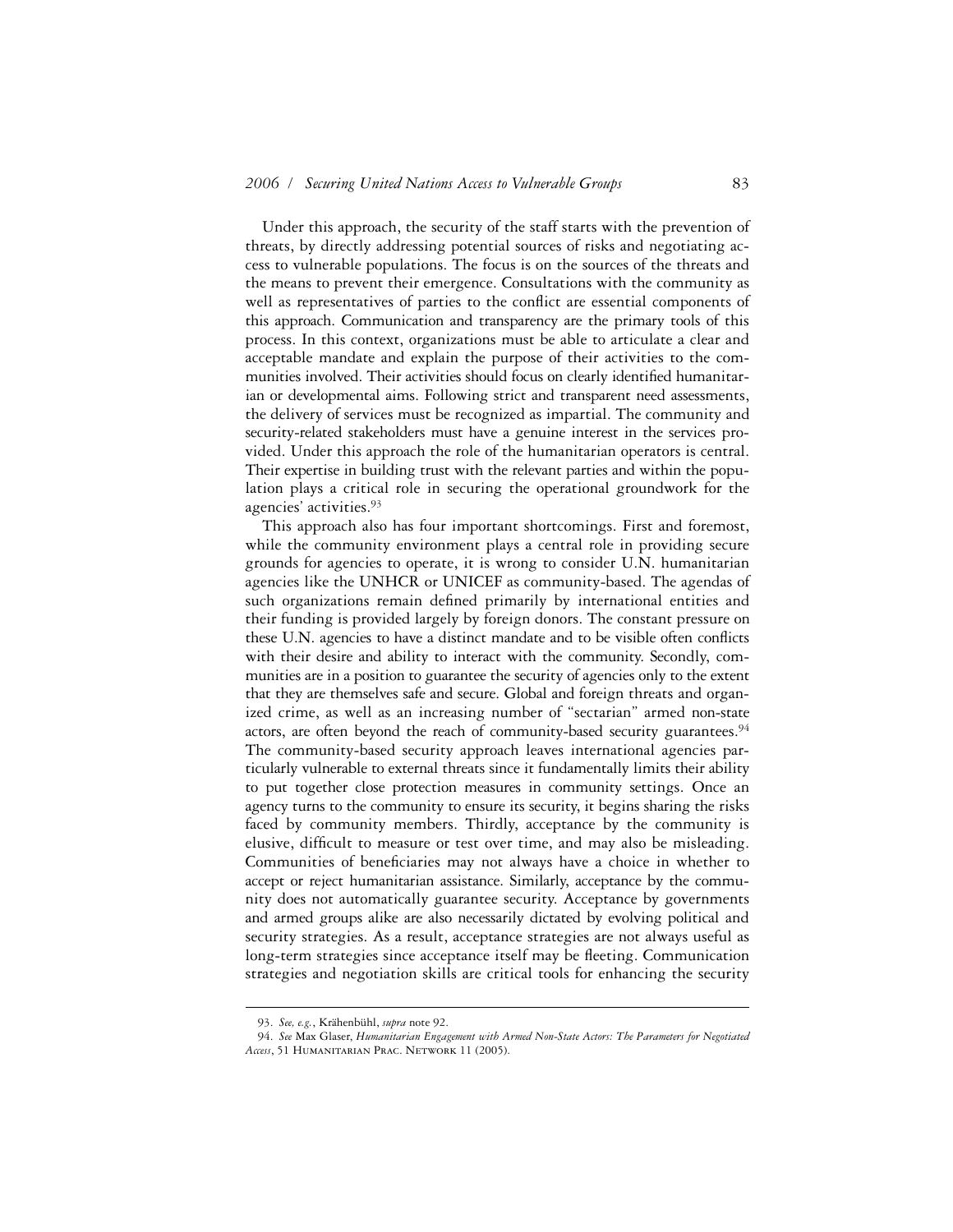Under this approach, the security of the staff starts with the prevention of threats, by directly addressing potential sources of risks and negotiating access to vulnerable populations. The focus is on the sources of the threats and the means to prevent their emergence. Consultations with the community as well as representatives of parties to the conflict are essential components of this approach. Communication and transparency are the primary tools of this process. In this context, organizations must be able to articulate a clear and acceptable mandate and explain the purpose of their activities to the communities involved. Their activities should focus on clearly identified humanitarian or developmental aims. Following strict and transparent need assessments, the delivery of services must be recognized as impartial. The community and security-related stakeholders must have a genuine interest in the services provided. Under this approach the role of the humanitarian operators is central. Their expertise in building trust with the relevant parties and within the population plays a critical role in securing the operational groundwork for the agencies' activities.[93]

This approach also has four important shortcomings. First and foremost, while the community environment plays a central role in providing secure grounds for agencies to operate, it is wrong to consider U.N. humanitarian agencies like the UNHCR or UNICEF as community-based. The agendas of such organizations remain defined primarily by international entities and their funding is provided largely by foreign donors. The constant pressure on these U.N. agencies to have a distinct mandate and to be visible often conflicts with their desire and ability to interact with the community. Secondly, communities are in a position to guarantee the security of agencies only to the extent that they are themselves safe and secure. Global and foreign threats and organized crime, as well as an increasing number of "sectarian" armed non-state actors, are often beyond the reach of community-based security guarantees.[94] The community-based security approach leaves international agencies particularly vulnerable to external threats since it fundamentally limits their ability to put together close protection measures in community settings. Once an agency turns to the community to ensure its security, it begins sharing the risks faced by community members. Thirdly, acceptance by the community is elusive, difficult to measure or test over time, and may also be misleading. Communities of beneficiaries may not always have a choice in whether to accept or reject humanitarian assistance. Similarly, acceptance by the community does not automatically guarantee security. Acceptance by governments and armed groups alike are also necessarily dictated by evolving political and security strategies. As a result, acceptance strategies are not always useful as long-term strategies since acceptance itself may be fleeting. Communication strategies and negotiation skills are critical tools for enhancing the security

---

93. *See, e.g.*, Krähenbühl, *supra* note 92.

94. *See* Max Glaser, *Humanitarian Engagement with Armed Non-State Actors: The Parameters for Negotiated Access*, 51 HUMANITARIAN PRAC. NETWORK 11 (2005).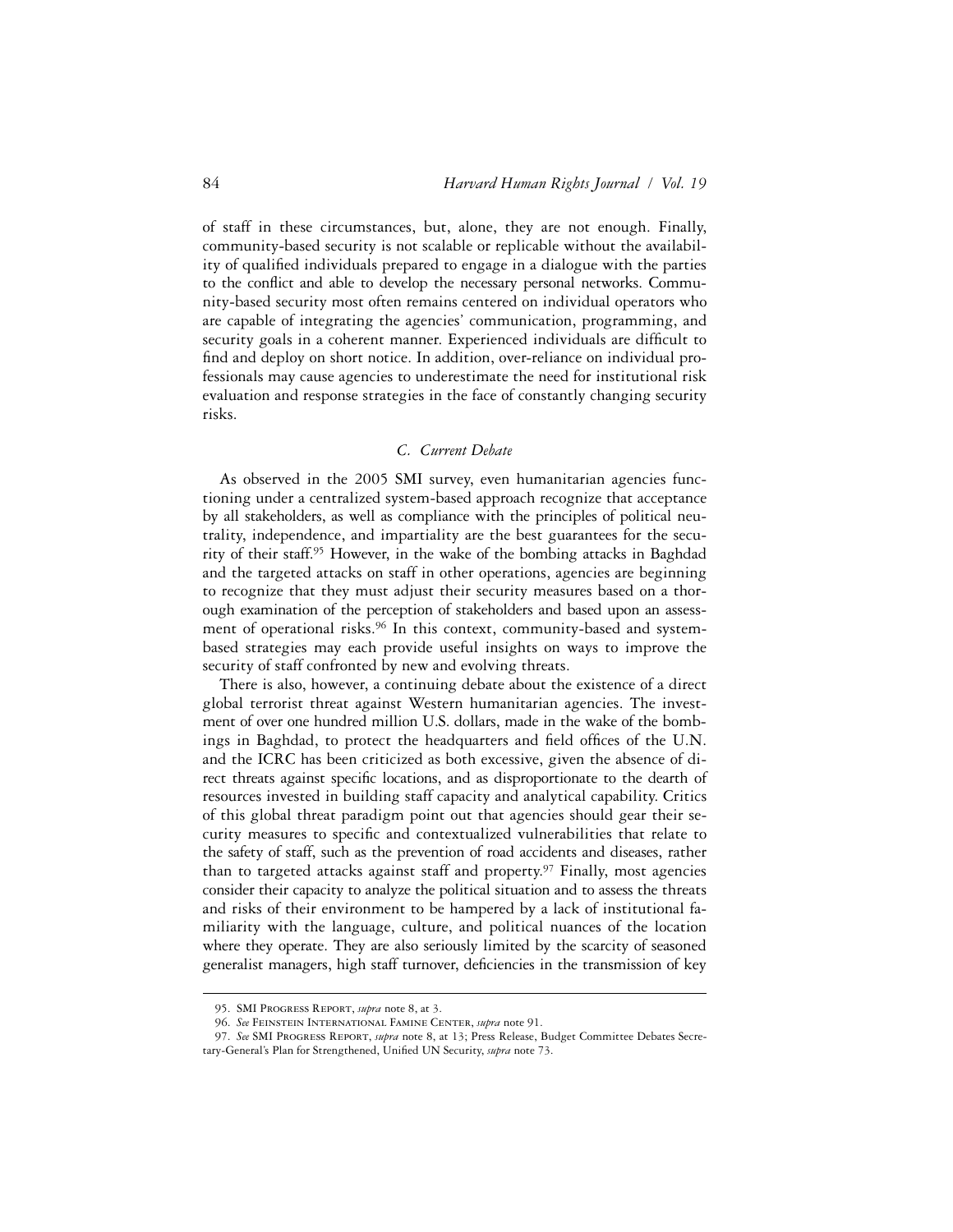of staff in these circumstances, but, alone, they are not enough. Finally, community-based security is not scalable or replicable without the availability of qualified individuals prepared to engage in a dialogue with the parties to the conflict and able to develop the necessary personal networks. Community-based security most often remains centered on individual operators who are capable of integrating the agencies' communication, programming, and security goals in a coherent manner. Experienced individuals are difficult to find and deploy on short notice. In addition, over-reliance on individual professionals may cause agencies to underestimate the need for institutional risk evaluation and response strategies in the face of constantly changing security risks.

### *C. Current Debate*

As observed in the 2005 SMI survey, even humanitarian agencies functioning under a centralized system-based approach recognize that acceptance by all stakeholders, as well as compliance with the principles of political neutrality, independence, and impartiality are the best guarantees for the security of their staff.[95] However, in the wake of the bombing attacks in Baghdad and the targeted attacks on staff in other operations, agencies are beginning to recognize that they must adjust their security measures based on a thorough examination of the perception of stakeholders and based upon an assessment of operational risks.[96] In this context, community-based and system-based strategies may each provide useful insights on ways to improve the security of staff confronted by new and evolving threats.

There is also, however, a continuing debate about the existence of a direct global terrorist threat against Western humanitarian agencies. The investment of over one hundred million U.S. dollars, made in the wake of the bombings in Baghdad, to protect the headquarters and field offices of the U.N. and the ICRC has been criticized as both excessive, given the absence of direct threats against specific locations, and as disproportionate to the dearth of resources invested in building staff capacity and analytical capability. Critics of this global threat paradigm point out that agencies should gear their security measures to specific and contextualized vulnerabilities that relate to the safety of staff, such as the prevention of road accidents and diseases, rather than to targeted attacks against staff and property.[97] Finally, most agencies consider their capacity to analyze the political situation and to assess the threats and risks of their environment to be hampered by a lack of institutional familiarity with the language, culture, and political nuances of the location where they operate. They are also seriously limited by the scarcity of seasoned generalist managers, high staff turnover, deficiencies in the transmission of key

---

95. SMI Progress Report, *supra* note 8, at 3.

96. *See* Feinstein International Famine Center, *supra* note 91.

97. *See* SMI Progress Report, *supra* note 8, at 13; Press Release, Budget Committee Debates Secretary-General's Plan for Strengthened, Unified UN Security, *supra* note 73.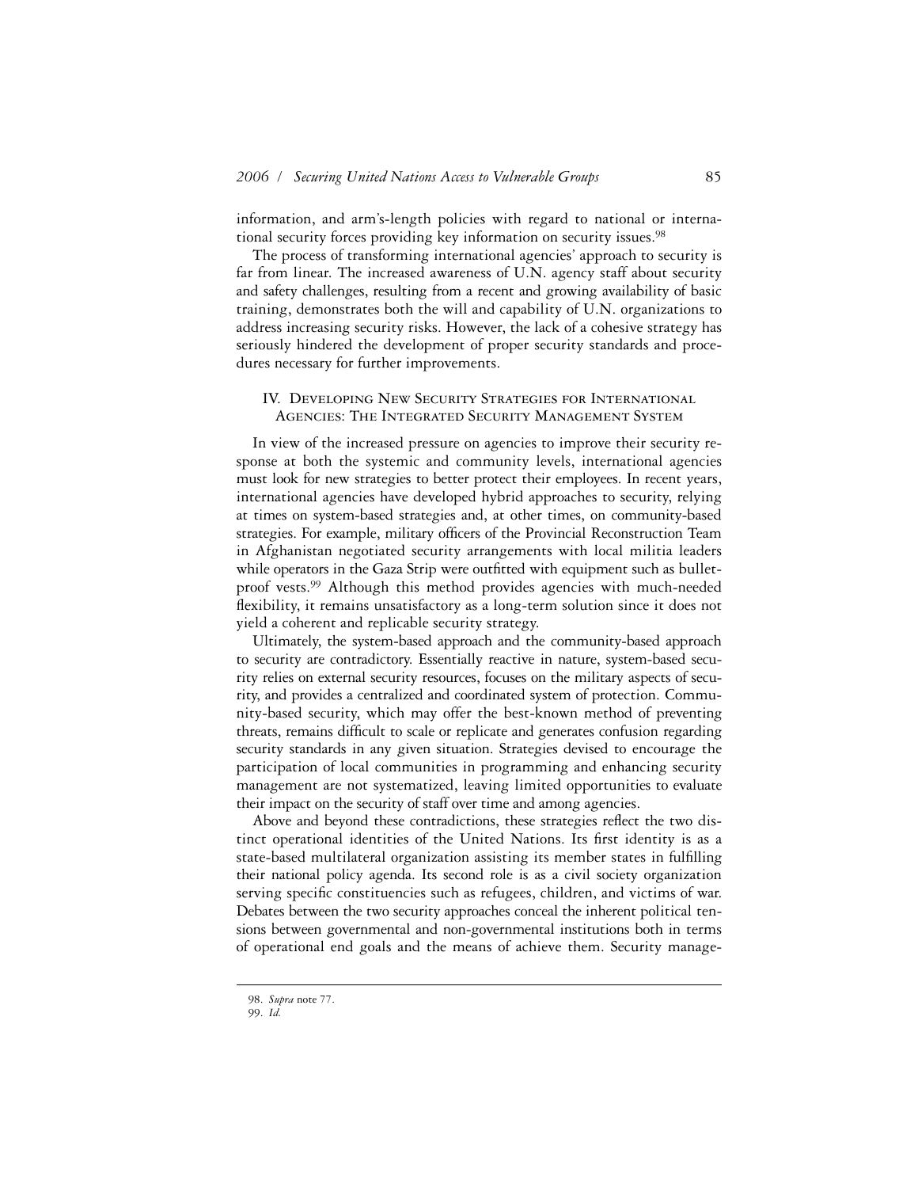information, and arm's-length policies with regard to national or international security forces providing key information on security issues.[98]

The process of transforming international agencies' approach to security is far from linear. The increased awareness of U.N. agency staff about security and safety challenges, resulting from a recent and growing availability of basic training, demonstrates both the will and capability of U.N. organizations to address increasing security risks. However, the lack of a cohesive strategy has seriously hindered the development of proper security standards and procedures necessary for further improvements.

## IV. Developing New Security Strategies for International Agencies: The Integrated Security Management System

In view of the increased pressure on agencies to improve their security response at both the systemic and community levels, international agencies must look for new strategies to better protect their employees. In recent years, international agencies have developed hybrid approaches to security, relying at times on system-based strategies and, at other times, on community-based strategies. For example, military officers of the Provincial Reconstruction Team in Afghanistan negotiated security arrangements with local militia leaders while operators in the Gaza Strip were outfitted with equipment such as bulletproof vests.[99] Although this method provides agencies with much-needed flexibility, it remains unsatisfactory as a long-term solution since it does not yield a coherent and replicable security strategy.

Ultimately, the system-based approach and the community-based approach to security are contradictory. Essentially reactive in nature, system-based security relies on external security resources, focuses on the military aspects of security, and provides a centralized and coordinated system of protection. Community-based security, which may offer the best-known method of preventing threats, remains difficult to scale or replicate and generates confusion regarding security standards in any given situation. Strategies devised to encourage the participation of local communities in programming and enhancing security management are not systematized, leaving limited opportunities to evaluate their impact on the security of staff over time and among agencies.

Above and beyond these contradictions, these strategies reflect the two distinct operational identities of the United Nations. Its first identity is as a state-based multilateral organization assisting its member states in fulfilling their national policy agenda. Its second role is as a civil society organization serving specific constituencies such as refugees, children, and victims of war. Debates between the two security approaches conceal the inherent political tensions between governmental and non-governmental institutions both in terms of operational end goals and the means of achieve them. Security manage-

98. *Supra* note 77.

99. *Id.*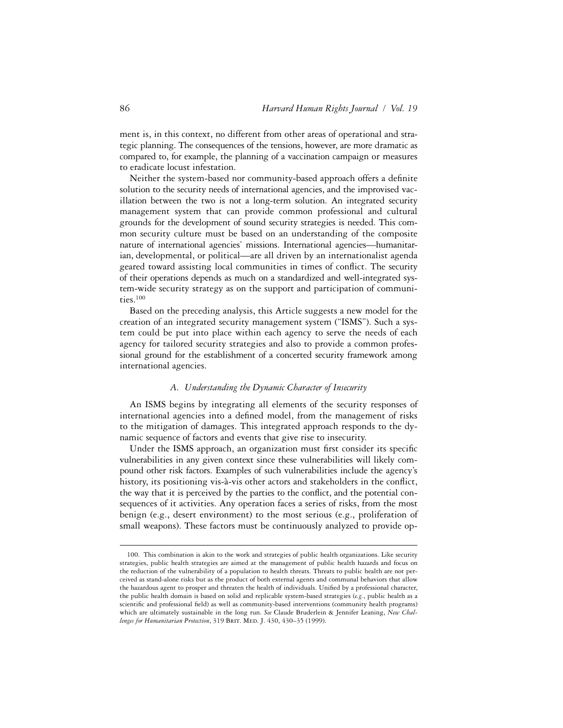ment is, in this context, no different from other areas of operational and strategic planning. The consequences of the tensions, however, are more dramatic as compared to, for example, the planning of a vaccination campaign or measures to eradicate locust infestation.

Neither the system-based nor community-based approach offers a definite solution to the security needs of international agencies, and the improvised vacillation between the two is not a long-term solution. An integrated security management system that can provide common professional and cultural grounds for the development of sound security strategies is needed. This common security culture must be based on an understanding of the composite nature of international agencies' missions. International agencies—humanitarian, developmental, or political—are all driven by an internationalist agenda geared toward assisting local communities in times of conflict. The security of their operations depends as much on a standardized and well-integrated system-wide security strategy as on the support and participation of communities.[100]

Based on the preceding analysis, this Article suggests a new model for the creation of an integrated security management system ("ISMS"). Such a system could be put into place within each agency to serve the needs of each agency for tailored security strategies and also to provide a common professional ground for the establishment of a concerted security framework among international agencies.

### *A. Understanding the Dynamic Character of Insecurity*

An ISMS begins by integrating all elements of the security responses of international agencies into a defined model, from the management of risks to the mitigation of damages. This integrated approach responds to the dynamic sequence of factors and events that give rise to insecurity.

Under the ISMS approach, an organization must first consider its specific vulnerabilities in any given context since these vulnerabilities will likely compound other risk factors. Examples of such vulnerabilities include the agency's history, its positioning vis-à-vis other actors and stakeholders in the conflict, the way that it is perceived by the parties to the conflict, and the potential consequences of it activities. Any operation faces a series of risks, from the most benign (e.g., desert environment) to the most serious (e.g., proliferation of small weapons). These factors must be continuously analyzed to provide op-

---

100. This combination is akin to the work and strategies of public health organizations. Like security strategies, public health strategies are aimed at the management of public health hazards and focus on the reduction of the vulnerability of a population to health threats. Threats to public health are not perceived as stand-alone risks but as the product of both external agents and communal behaviors that allow the hazardous agent to prosper and threaten the health of individuals. Unified by a professional character, the public health domain is based on solid and replicable system-based strategies (*e.g.*, public health as a scientific and professional field) as well as community-based interventions (community health programs) which are ultimately sustainable in the long run. *See* Claude Bruderlein & Jennifer Leaning, *New Challenges for Humanitarian Protection*, 319 BRIT. MED. J. 430, 430–35 (1999).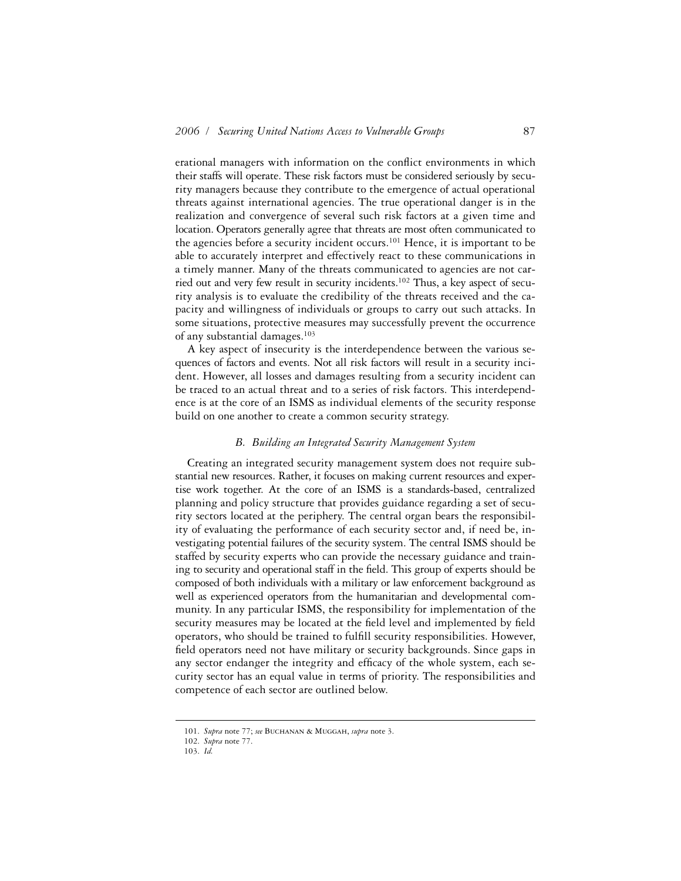erational managers with information on the conflict environments in which their staffs will operate. These risk factors must be considered seriously by security managers because they contribute to the emergence of actual operational threats against international agencies. The true operational danger is in the realization and convergence of several such risk factors at a given time and location. Operators generally agree that threats are most often communicated to the agencies before a security incident occurs.[101] Hence, it is important to be able to accurately interpret and effectively react to these communications in a timely manner. Many of the threats communicated to agencies are not carried out and very few result in security incidents.[102] Thus, a key aspect of security analysis is to evaluate the credibility of the threats received and the capacity and willingness of individuals or groups to carry out such attacks. In some situations, protective measures may successfully prevent the occurrence of any substantial damages.[103]

A key aspect of insecurity is the interdependence between the various sequences of factors and events. Not all risk factors will result in a security incident. However, all losses and damages resulting from a security incident can be traced to an actual threat and to a series of risk factors. This interdependence is at the core of an ISMS as individual elements of the security response build on one another to create a common security strategy.

### *B. Building an Integrated Security Management System*

Creating an integrated security management system does not require substantial new resources. Rather, it focuses on making current resources and expertise work together. At the core of an ISMS is a standards-based, centralized planning and policy structure that provides guidance regarding a set of security sectors located at the periphery. The central organ bears the responsibility of evaluating the performance of each security sector and, if need be, investigating potential failures of the security system. The central ISMS should be staffed by security experts who can provide the necessary guidance and training to security and operational staff in the field. This group of experts should be composed of both individuals with a military or law enforcement background as well as experienced operators from the humanitarian and developmental community. In any particular ISMS, the responsibility for implementation of the security measures may be located at the field level and implemented by field operators, who should be trained to fulfill security responsibilities. However, field operators need not have military or security backgrounds. Since gaps in any sector endanger the integrity and efficacy of the whole system, each security sector has an equal value in terms of priority. The responsibilities and competence of each sector are outlined below.

---

101. *Supra* note 77; *see* Buchanan & Muggah, *supra* note 3.

102. *Supra* note 77.

103. *Id.*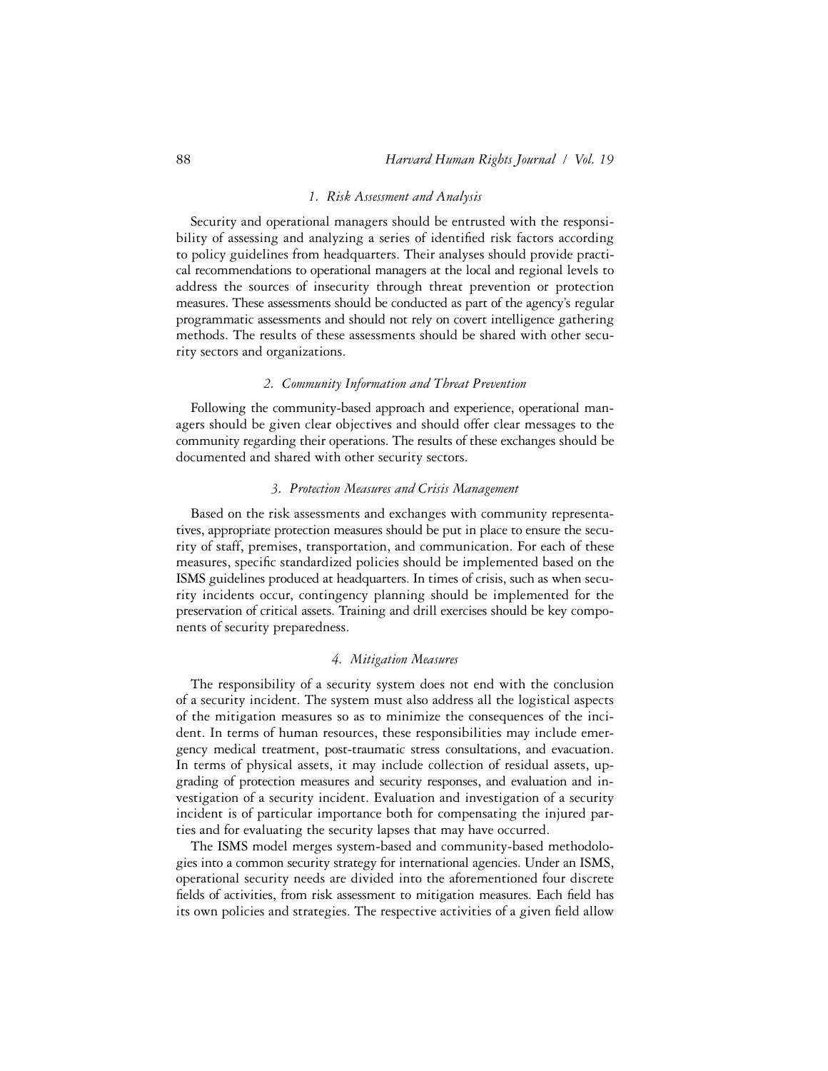#### *1. Risk Assessment and Analysis*

Security and operational managers should be entrusted with the responsibility of assessing and analyzing a series of identified risk factors according to policy guidelines from headquarters. Their analyses should provide practical recommendations to operational managers at the local and regional levels to address the sources of insecurity through threat prevention or protection measures. These assessments should be conducted as part of the agency's regular programmatic assessments and should not rely on covert intelligence gathering methods. The results of these assessments should be shared with other security sectors and organizations.

#### *2. Community Information and Threat Prevention*

Following the community-based approach and experience, operational managers should be given clear objectives and should offer clear messages to the community regarding their operations. The results of these exchanges should be documented and shared with other security sectors.

#### *3. Protection Measures and Crisis Management*

Based on the risk assessments and exchanges with community representatives, appropriate protection measures should be put in place to ensure the security of staff, premises, transportation, and communication. For each of these measures, specific standardized policies should be implemented based on the ISMS guidelines produced at headquarters. In times of crisis, such as when security incidents occur, contingency planning should be implemented for the preservation of critical assets. Training and drill exercises should be key components of security preparedness.

#### *4. Mitigation Measures*

The responsibility of a security system does not end with the conclusion of a security incident. The system must also address all the logistical aspects of the mitigation measures so as to minimize the consequences of the incident. In terms of human resources, these responsibilities may include emergency medical treatment, post-traumatic stress consultations, and evacuation. In terms of physical assets, it may include collection of residual assets, upgrading of protection measures and security responses, and evaluation and investigation of a security incident. Evaluation and investigation of a security incident is of particular importance both for compensating the injured parties and for evaluating the security lapses that may have occurred.

The ISMS model merges system-based and community-based methodologies into a common security strategy for international agencies. Under an ISMS, operational security needs are divided into the aforementioned four discrete fields of activities, from risk assessment to mitigation measures. Each field has its own policies and strategies. The respective activities of a given field allow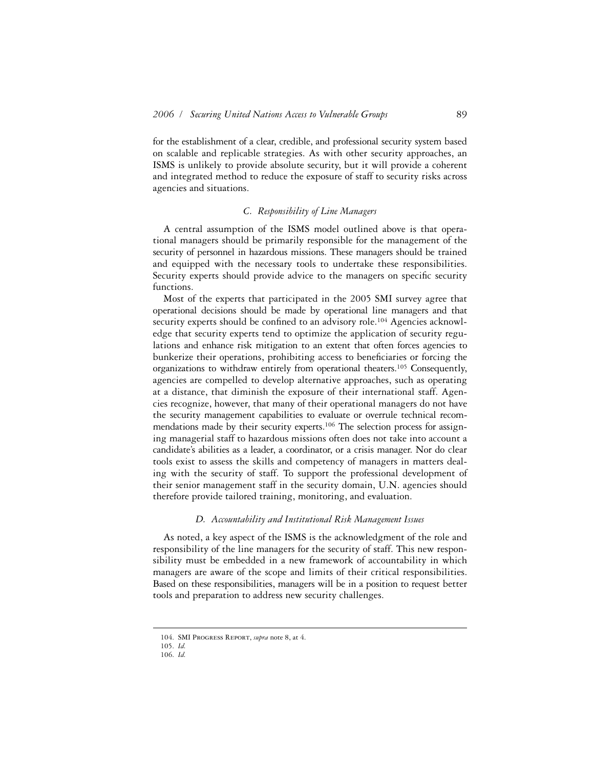for the establishment of a clear, credible, and professional security system based on scalable and replicable strategies. As with other security approaches, an ISMS is unlikely to provide absolute security, but it will provide a coherent and integrated method to reduce the exposure of staff to security risks across agencies and situations.

### *C. Responsibility of Line Managers*

A central assumption of the ISMS model outlined above is that operational managers should be primarily responsible for the management of the security of personnel in hazardous missions. These managers should be trained and equipped with the necessary tools to undertake these responsibilities. Security experts should provide advice to the managers on specific security functions.

Most of the experts that participated in the 2005 SMI survey agree that operational decisions should be made by operational line managers and that security experts should be confined to an advisory role.[104] Agencies acknowledge that security experts tend to optimize the application of security regulations and enhance risk mitigation to an extent that often forces agencies to bunkerize their operations, prohibiting access to beneficiaries or forcing the organizations to withdraw entirely from operational theaters.[105] Consequently, agencies are compelled to develop alternative approaches, such as operating at a distance, that diminish the exposure of their international staff. Agencies recognize, however, that many of their operational managers do not have the security management capabilities to evaluate or overrule technical recommendations made by their security experts.[106] The selection process for assigning managerial staff to hazardous missions often does not take into account a candidate's abilities as a leader, a coordinator, or a crisis manager. Nor do clear tools exist to assess the skills and competency of managers in matters dealing with the security of staff. To support the professional development of their senior management staff in the security domain, U.N. agencies should therefore provide tailored training, monitoring, and evaluation.

### *D. Accountability and Institutional Risk Management Issues*

As noted, a key aspect of the ISMS is the acknowledgment of the role and responsibility of the line managers for the security of staff. This new responsibility must be embedded in a new framework of accountability in which managers are aware of the scope and limits of their critical responsibilities. Based on these responsibilities, managers will be in a position to request better tools and preparation to address new security challenges.

---

104. SMI Progress Report, *supra* note 8, at 4.

105. *Id.*

106. *Id.*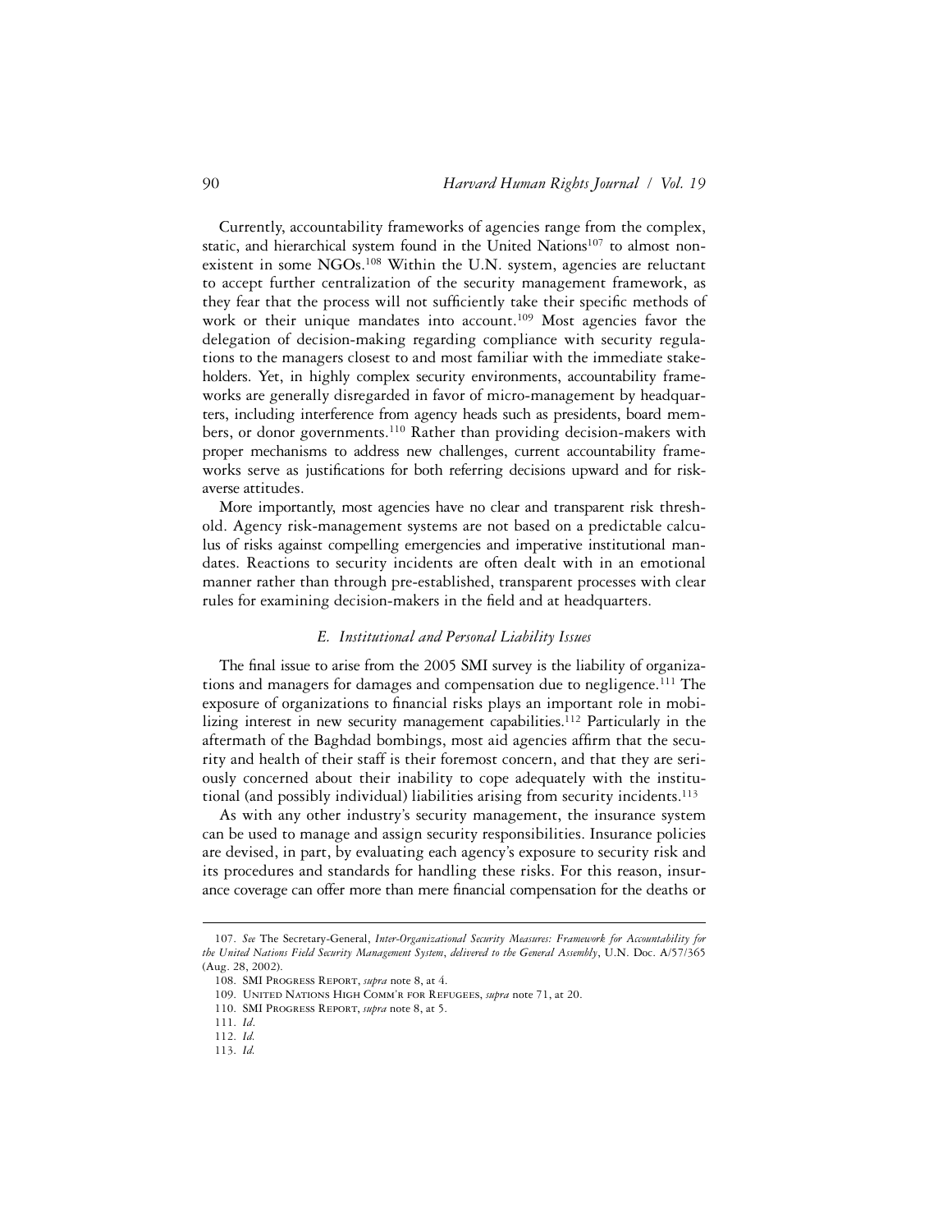Currently, accountability frameworks of agencies range from the complex, static, and hierarchical system found in the United Nations[107] to almost non-existent in some NGOs.[108] Within the U.N. system, agencies are reluctant to accept further centralization of the security management framework, as they fear that the process will not sufficiently take their specific methods of work or their unique mandates into account.[109] Most agencies favor the delegation of decision-making regarding compliance with security regulations to the managers closest to and most familiar with the immediate stakeholders. Yet, in highly complex security environments, accountability frameworks are generally disregarded in favor of micro-management by headquarters, including interference from agency heads such as presidents, board members, or donor governments.[110] Rather than providing decision-makers with proper mechanisms to address new challenges, current accountability frameworks serve as justifications for both referring decisions upward and for risk-averse attitudes.

More importantly, most agencies have no clear and transparent risk threshold. Agency risk-management systems are not based on a predictable calculus of risks against compelling emergencies and imperative institutional mandates. Reactions to security incidents are often dealt with in an emotional manner rather than through pre-established, transparent processes with clear rules for examining decision-makers in the field and at headquarters.

### *E. Institutional and Personal Liability Issues*

The final issue to arise from the 2005 SMI survey is the liability of organizations and managers for damages and compensation due to negligence.[111] The exposure of organizations to financial risks plays an important role in mobilizing interest in new security management capabilities.[112] Particularly in the aftermath of the Baghdad bombings, most aid agencies affirm that the security and health of their staff is their foremost concern, and that they are seriously concerned about their inability to cope adequately with the institutional (and possibly individual) liabilities arising from security incidents.[113]

As with any other industry's security management, the insurance system can be used to manage and assign security responsibilities. Insurance policies are devised, in part, by evaluating each agency's exposure to security risk and its procedures and standards for handling these risks. For this reason, insurance coverage can offer more than mere financial compensation for the deaths or

---

107. *See* The Secretary-General, *Inter-Organizational Security Measures: Framework for Accountability for the United Nations Field Security Management System*, *delivered to the General Assembly*, U.N. Doc. A/57/365 (Aug. 28, 2002).

108. SMI Progress Report, *supra* note 8, at 4.

109. United Nations High Comm'r for Refugees, *supra* note 71, at 20.

110. SMI Progress Report, *supra* note 8, at 5.

111. *Id.*

112. *Id.*

113. *Id.*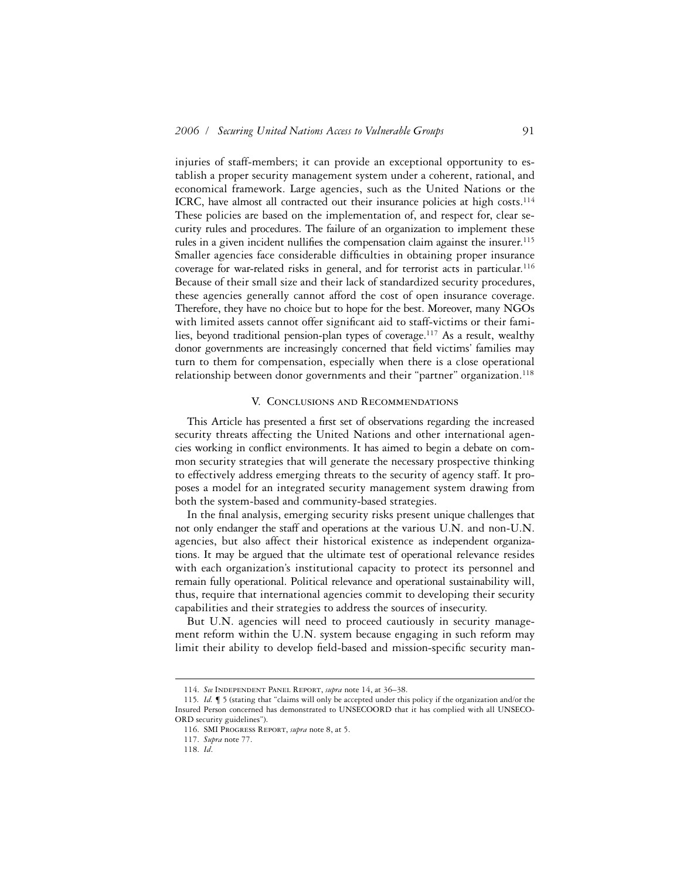injuries of staff-members; it can provide an exceptional opportunity to establish a proper security management system under a coherent, rational, and economical framework. Large agencies, such as the United Nations or the ICRC, have almost all contracted out their insurance policies at high costs.[114] These policies are based on the implementation of, and respect for, clear security rules and procedures. The failure of an organization to implement these rules in a given incident nullifies the compensation claim against the insurer.[115] Smaller agencies face considerable difficulties in obtaining proper insurance coverage for war-related risks in general, and for terrorist acts in particular.[116] Because of their small size and their lack of standardized security procedures, these agencies generally cannot afford the cost of open insurance coverage. Therefore, they have no choice but to hope for the best. Moreover, many NGOs with limited assets cannot offer significant aid to staff-victims or their families, beyond traditional pension-plan types of coverage.[117] As a result, wealthy donor governments are increasingly concerned that field victims' families may turn to them for compensation, especially when there is a close operational relationship between donor governments and their "partner" organization.[118]

## V. Conclusions and Recommendations

This Article has presented a first set of observations regarding the increased security threats affecting the United Nations and other international agencies working in conflict environments. It has aimed to begin a debate on common security strategies that will generate the necessary prospective thinking to effectively address emerging threats to the security of agency staff. It proposes a model for an integrated security management system drawing from both the system-based and community-based strategies.

In the final analysis, emerging security risks present unique challenges that not only endanger the staff and operations at the various U.N. and non-U.N. agencies, but also affect their historical existence as independent organizations. It may be argued that the ultimate test of operational relevance resides with each organization's institutional capacity to protect its personnel and remain fully operational. Political relevance and operational sustainability will, thus, require that international agencies commit to developing their security capabilities and their strategies to address the sources of insecurity.

But U.N. agencies will need to proceed cautiously in security management reform within the U.N. system because engaging in such reform may limit their ability to develop field-based and mission-specific security man-

---

114. *See* Independent Panel Report, *supra* note 14, at 36–38.

115. *Id.* ¶ 5 (stating that "claims will only be accepted under this policy if the organization and/or the Insured Person concerned has demonstrated to UNSECOORD that it has complied with all UNSECOORD security guidelines").

116. SMI Progress Report, *supra* note 8, at 5.

117. *Supra* note 77.

118. *Id.*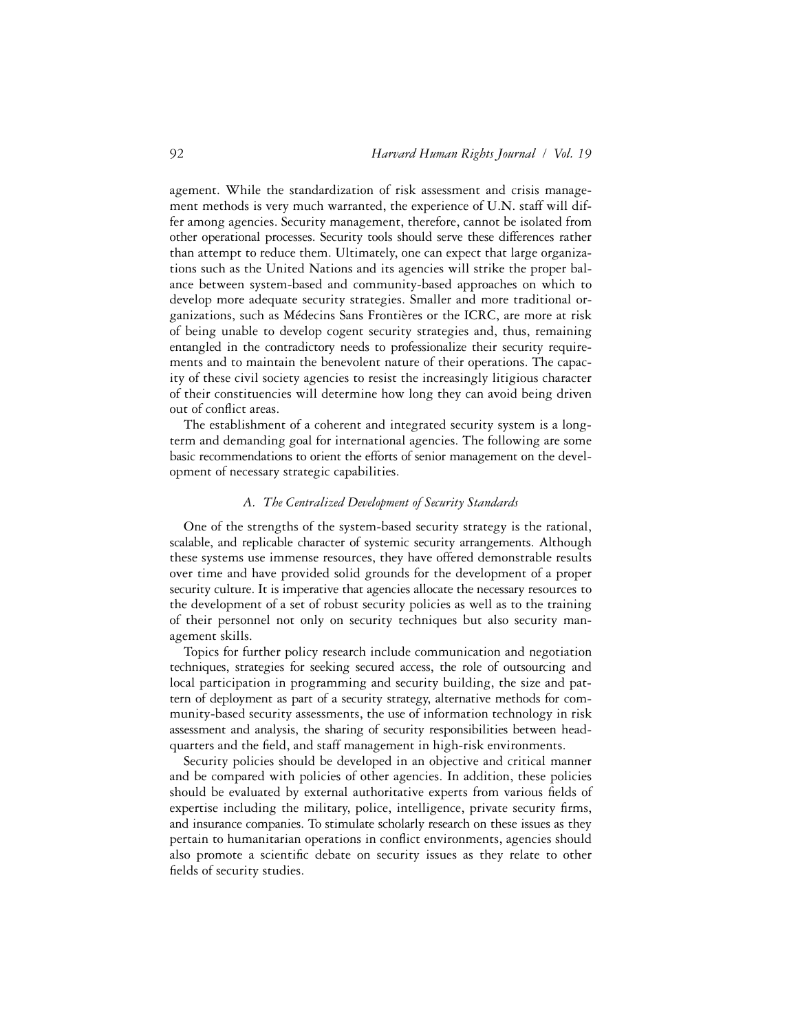agement. While the standardization of risk assessment and crisis management methods is very much warranted, the experience of U.N. staff will differ among agencies. Security management, therefore, cannot be isolated from other operational processes. Security tools should serve these differences rather than attempt to reduce them. Ultimately, one can expect that large organizations such as the United Nations and its agencies will strike the proper balance between system-based and community-based approaches on which to develop more adequate security strategies. Smaller and more traditional organizations, such as Médecins Sans Frontières or the ICRC, are more at risk of being unable to develop cogent security strategies and, thus, remaining entangled in the contradictory needs to professionalize their security requirements and to maintain the benevolent nature of their operations. The capacity of these civil society agencies to resist the increasingly litigious character of their constituencies will determine how long they can avoid being driven out of conflict areas.

The establishment of a coherent and integrated security system is a long-term and demanding goal for international agencies. The following are some basic recommendations to orient the efforts of senior management on the development of necessary strategic capabilities.

### *A. The Centralized Development of Security Standards*

One of the strengths of the system-based security strategy is the rational, scalable, and replicable character of systemic security arrangements. Although these systems use immense resources, they have offered demonstrable results over time and have provided solid grounds for the development of a proper security culture. It is imperative that agencies allocate the necessary resources to the development of a set of robust security policies as well as to the training of their personnel not only on security techniques but also security management skills.

Topics for further policy research include communication and negotiation techniques, strategies for seeking secured access, the role of outsourcing and local participation in programming and security building, the size and pattern of deployment as part of a security strategy, alternative methods for community-based security assessments, the use of information technology in risk assessment and analysis, the sharing of security responsibilities between headquarters and the field, and staff management in high-risk environments.

Security policies should be developed in an objective and critical manner and be compared with policies of other agencies. In addition, these policies should be evaluated by external authoritative experts from various fields of expertise including the military, police, intelligence, private security firms, and insurance companies. To stimulate scholarly research on these issues as they pertain to humanitarian operations in conflict environments, agencies should also promote a scientific debate on security issues as they relate to other fields of security studies.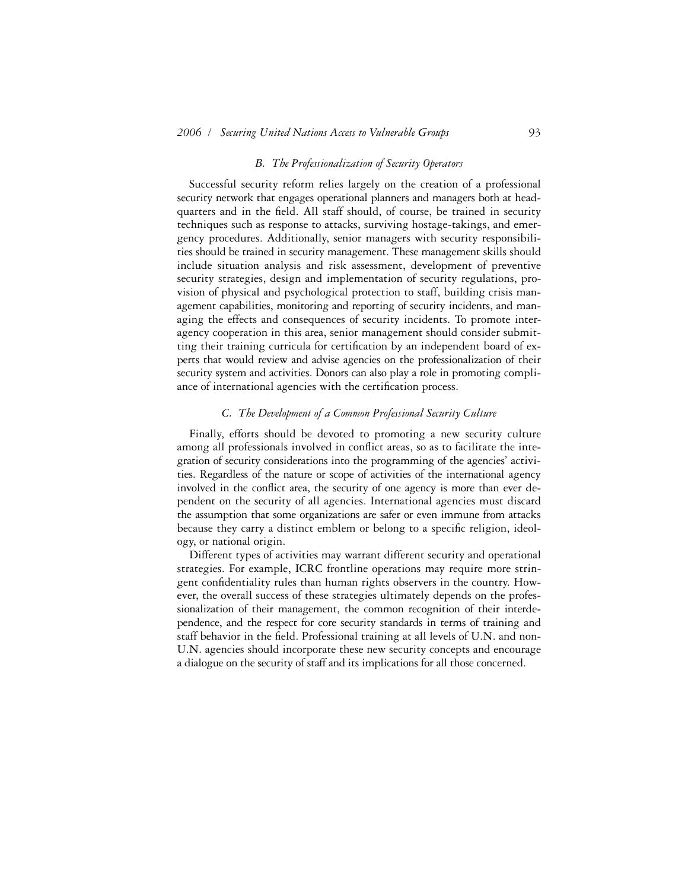### *B. The Professionalization of Security Operators*

Successful security reform relies largely on the creation of a professional security network that engages operational planners and managers both at headquarters and in the field. All staff should, of course, be trained in security techniques such as response to attacks, surviving hostage-takings, and emergency procedures. Additionally, senior managers with security responsibilities should be trained in security management. These management skills should include situation analysis and risk assessment, development of preventive security strategies, design and implementation of security regulations, provision of physical and psychological protection to staff, building crisis management capabilities, monitoring and reporting of security incidents, and managing the effects and consequences of security incidents. To promote interagency cooperation in this area, senior management should consider submitting their training curricula for certification by an independent board of experts that would review and advise agencies on the professionalization of their security system and activities. Donors can also play a role in promoting compliance of international agencies with the certification process.

### *C. The Development of a Common Professional Security Culture*

Finally, efforts should be devoted to promoting a new security culture among all professionals involved in conflict areas, so as to facilitate the integration of security considerations into the programming of the agencies' activities. Regardless of the nature or scope of activities of the international agency involved in the conflict area, the security of one agency is more than ever dependent on the security of all agencies. International agencies must discard the assumption that some organizations are safer or even immune from attacks because they carry a distinct emblem or belong to a specific religion, ideology, or national origin.

Different types of activities may warrant different security and operational strategies. For example, ICRC frontline operations may require more stringent confidentiality rules than human rights observers in the country. However, the overall success of these strategies ultimately depends on the professionalization of their management, the common recognition of their interdependence, and the respect for core security standards in terms of training and staff behavior in the field. Professional training at all levels of U.N. and non-U.N. agencies should incorporate these new security concepts and encourage a dialogue on the security of staff and its implications for all those concerned.